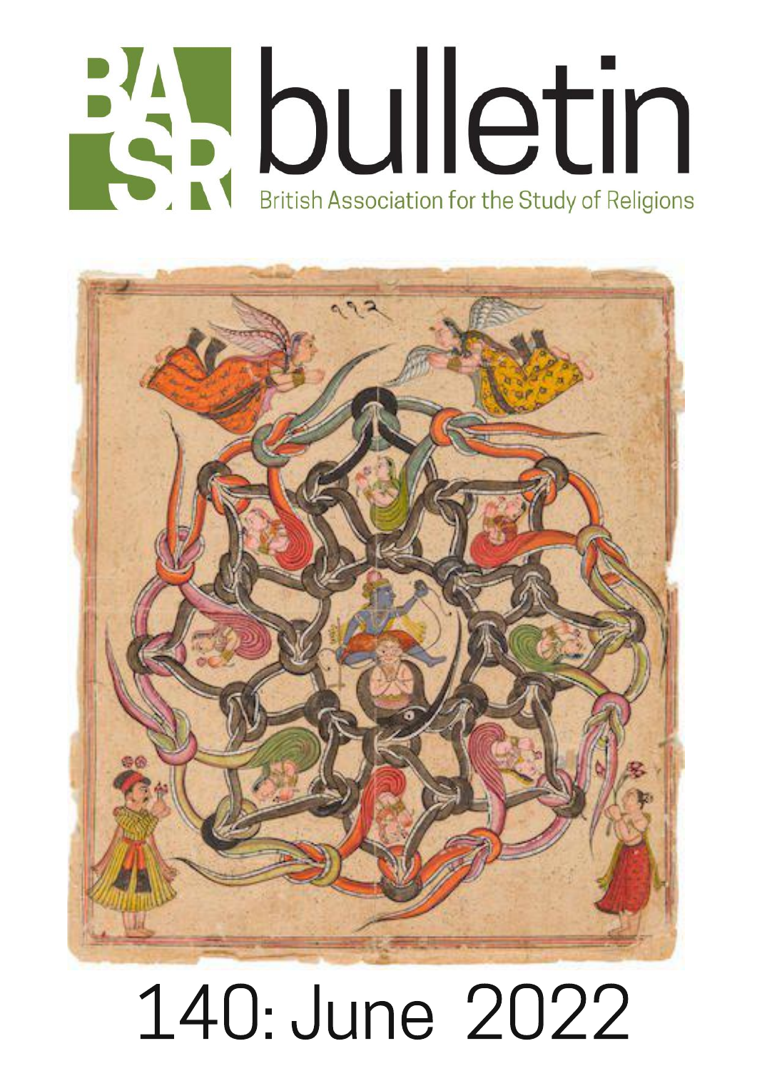# BASR bulletin

British Association for the Study of Religions

# 140: June 2022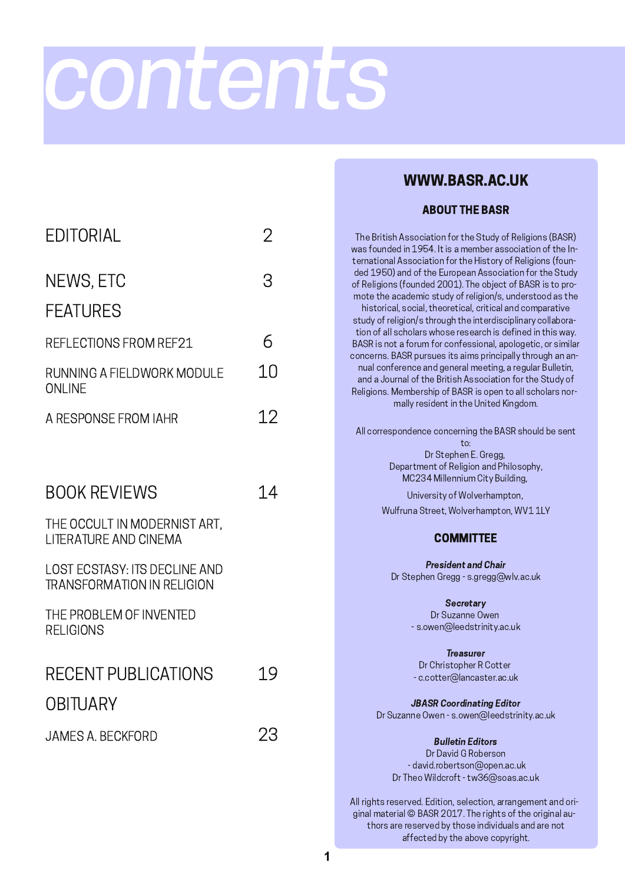# contents

| | |
|---|---|
| EDITORIAL | 2 |
| NEWS, ETC | 3 |
| FEATURES | |
| REFLECTIONS FROM REF21 | 6 |
| RUNNING A FIELDWORK MODULE ONLINE | 10 |
| A RESPONSE FROM IAHR | 12 |
| BOOK REVIEWS | 14 |
| THE OCCULT IN MODERNIST ART, LITERATURE AND CINEMA | |
| LOST ECSTASY: ITS DECLINE AND TRANSFORMATION IN RELIGION | |
| THE PROBLEM OF INVENTED RELIGIONS | |
| RECENT PUBLICATIONS | 19 |
| OBITUARY | |
| JAMES A. BECKFORD | 23 |

## WWW.BASR.AC.UK

### ABOUT THE BASR

The British Association for the Study of Religions (BASR) was founded in 1954. It is a member association of the International Association for the History of Religions (founded 1950) and of the European Association for the Study of Religions (founded 2001). The object of BASR is to promote the academic study of religion/s, understood as the historical, social, theoretical, critical and comparative study of religion/s through the interdisciplinary collaboration of all scholars whose research is defined in this way. BASR is not a forum for confessional, apologetic, or similar concerns. BASR pursues its aims principally through an annual conference and general meeting, a regular Bulletin, and a Journal of the British Association for the Study of Religions. Membership of BASR is open to all scholars normally resident in the United Kingdom.

All correspondence concerning the BASR should be sent to:
Dr Stephen E. Gregg,
Department of Religion and Philosophy,
MC234 Millennium City Building,
University of Wolverhampton,
Wulfruna Street, Wolverhampton, WV1 1LY

### COMMITTEE

***President and Chair***
Dr Stephen Gregg - s.gregg@wlv.ac.uk

***Secretary***
Dr Suzanne Owen
- s.owen@leedstrinity.ac.uk

***Treasurer***
Dr Christopher R Cotter
- c.cotter@lancaster.ac.uk

***JBASR Coordinating Editor***
Dr Suzanne Owen - s.owen@leedstrinity.ac.uk

***Bulletin Editors***
Dr David G Roberson
- david.robertson@open.ac.uk
Dr Theo Wildcroft - tw36@soas.ac.uk

All rights reserved. Edition, selection, arrangement and original material © BASR 2017. The rights of the original authors are reserved by those individuals and are not affected by the above copyright.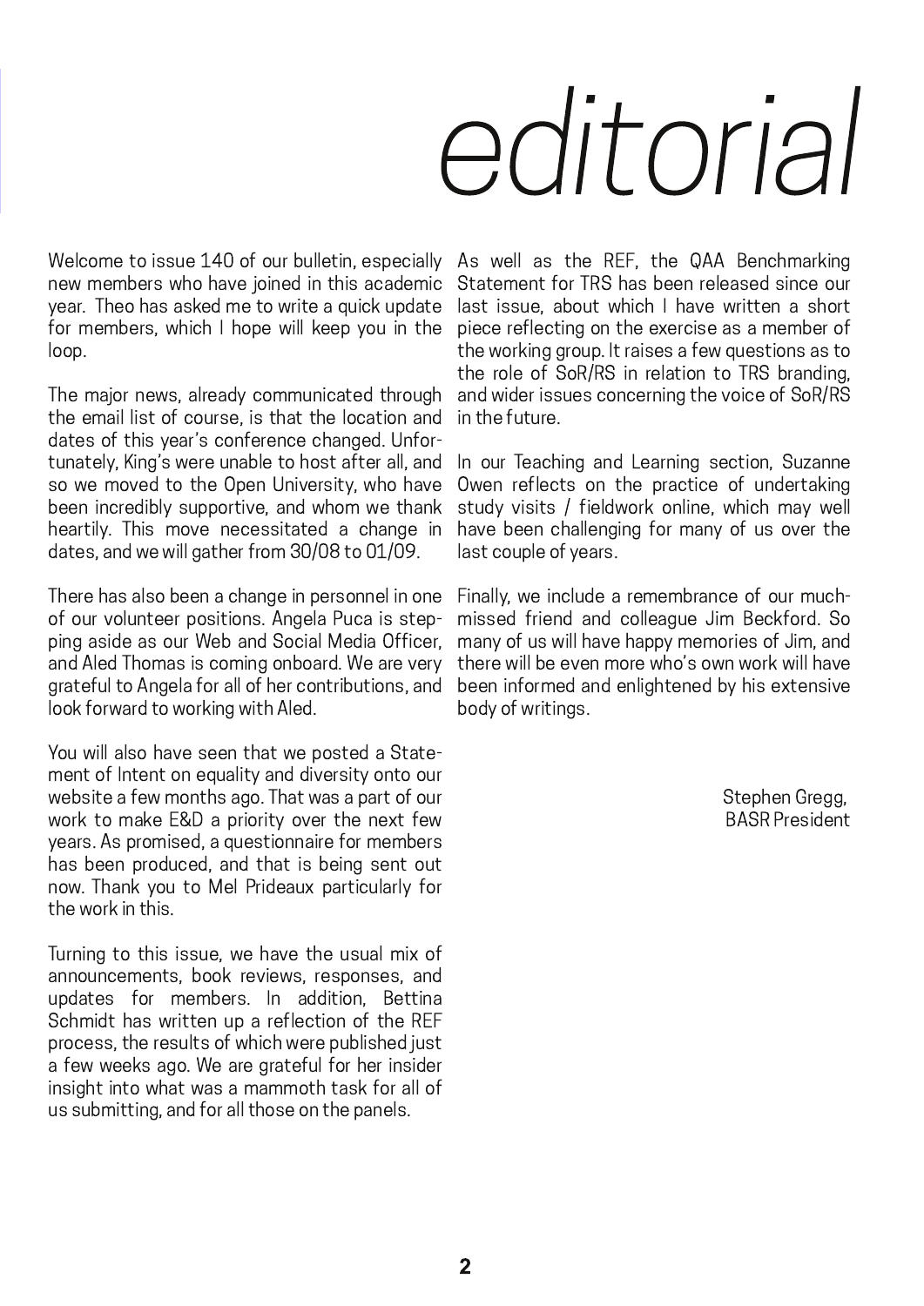# *editorial*

Welcome to issue 140 of our bulletin, especially new members who have joined in this academic year. Theo has asked me to write a quick update for members, which I hope will keep you in the loop.

The major news, already communicated through the email list of course, is that the location and dates of this year's conference changed. Unfortunately, King's were unable to host after all, and so we moved to the Open University, who have been incredibly supportive, and whom we thank heartily. This move necessitated a change in dates, and we will gather from 30/08 to 01/09.

There has also been a change in personnel in one of our volunteer positions. Angela Puca is stepping aside as our Web and Social Media Officer, and Aled Thomas is coming onboard. We are very grateful to Angela for all of her contributions, and look forward to working with Aled.

You will also have seen that we posted a Statement of Intent on equality and diversity onto our website a few months ago. That was a part of our work to make E&D a priority over the next few years. As promised, a questionnaire for members has been produced, and that is being sent out now. Thank you to Mel Prideaux particularly for the work in this.

Turning to this issue, we have the usual mix of announcements, book reviews, responses, and updates for members. In addition, Bettina Schmidt has written up a reflection of the REF process, the results of which were published just a few weeks ago. We are grateful for her insider insight into what was a mammoth task for all of us submitting, and for all those on the panels.

As well as the REF, the QAA Benchmarking Statement for TRS has been released since our last issue, about which I have written a short piece reflecting on the exercise as a member of the working group. It raises a few questions as to the role of SoR/RS in relation to TRS branding, and wider issues concerning the voice of SoR/RS in the future.

In our Teaching and Learning section, Suzanne Owen reflects on the practice of undertaking study visits / fieldwork online, which may well have been challenging for many of us over the last couple of years.

Finally, we include a remembrance of our much-missed friend and colleague Jim Beckford. So many of us will have happy memories of Jim, and there will be even more who's own work will have been informed and enlightened by his extensive body of writings.

Stephen Gregg,
BASR President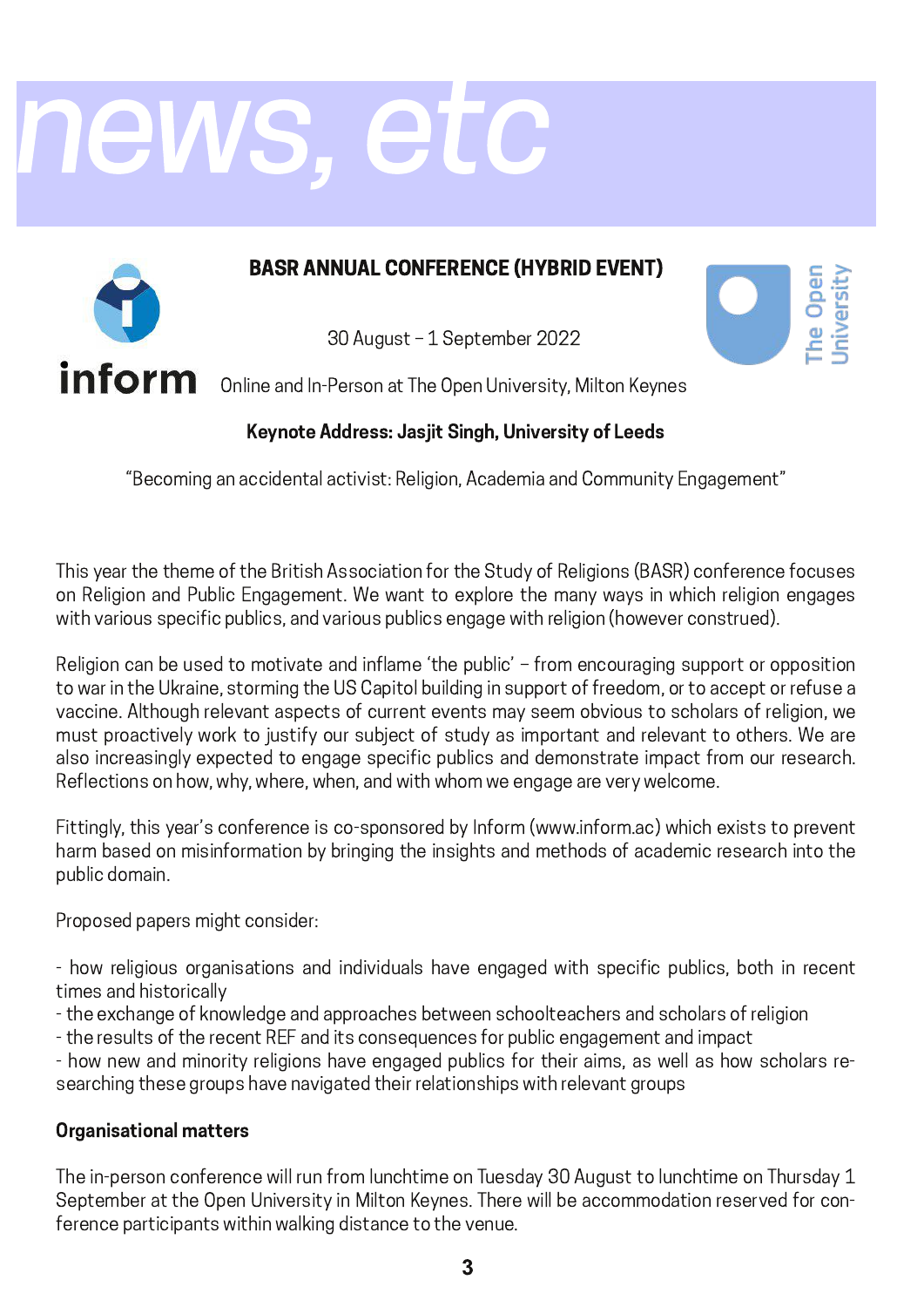# news, etc

inform

The Open University

## BASR ANNUAL CONFERENCE (HYBRID EVENT)

30 August – 1 September 2022

Online and In-Person at The Open University, Milton Keynes

**Keynote Address: Jasjit Singh, University of Leeds**

"Becoming an accidental activist: Religion, Academia and Community Engagement"

This year the theme of the British Association for the Study of Religions (BASR) conference focuses on Religion and Public Engagement. We want to explore the many ways in which religion engages with various specific publics, and various publics engage with religion (however construed).

Religion can be used to motivate and inflame 'the public' – from encouraging support or opposition to war in the Ukraine, storming the US Capitol building in support of freedom, or to accept or refuse a vaccine. Although relevant aspects of current events may seem obvious to scholars of religion, we must proactively work to justify our subject of study as important and relevant to others. We are also increasingly expected to engage specific publics and demonstrate impact from our research. Reflections on how, why, where, when, and with whom we engage are very welcome.

Fittingly, this year's conference is co-sponsored by Inform (www.inform.ac) which exists to prevent harm based on misinformation by bringing the insights and methods of academic research into the public domain.

Proposed papers might consider:

- how religious organisations and individuals have engaged with specific publics, both in recent times and historically
- the exchange of knowledge and approaches between schoolteachers and scholars of religion
- the results of the recent REF and its consequences for public engagement and impact
- how new and minority religions have engaged publics for their aims, as well as how scholars researching these groups have navigated their relationships with relevant groups

**Organisational matters**

The in-person conference will run from lunchtime on Tuesday 30 August to lunchtime on Thursday 1 September at the Open University in Milton Keynes. There will be accommodation reserved for conference participants within walking distance to the venue.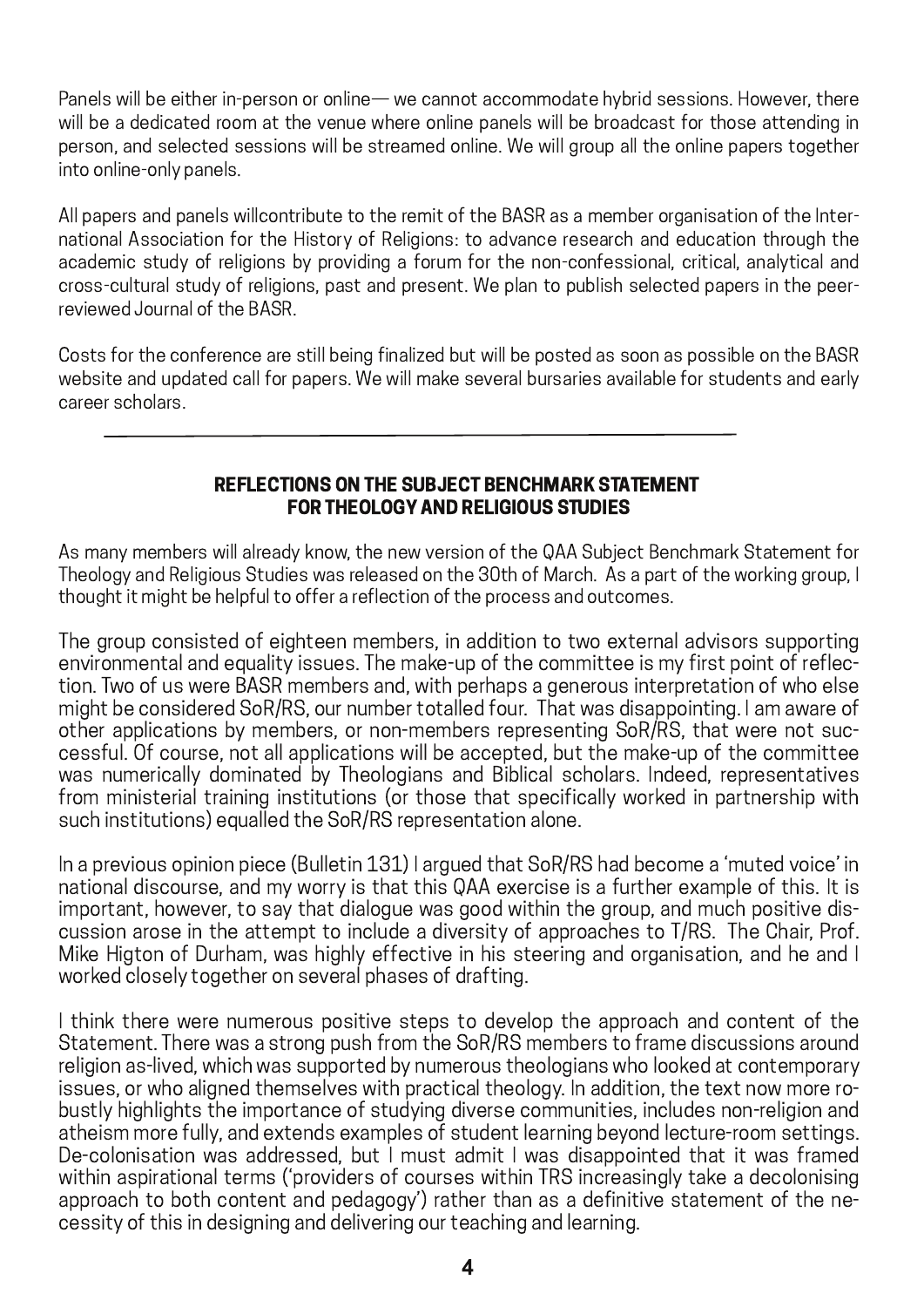Panels will be either in-person or online— we cannot accommodate hybrid sessions. However, there will be a dedicated room at the venue where online panels will be broadcast for those attending in person, and selected sessions will be streamed online. We will group all the online papers together into online-only panels.

All papers and panels willcontribute to the remit of the BASR as a member organisation of the International Association for the History of Religions: to advance research and education through the academic study of religions by providing a forum for the non-confessional, critical, analytical and cross-cultural study of religions, past and present. We plan to publish selected papers in the peer-reviewed Journal of the BASR.

Costs for the conference are still being finalized but will be posted as soon as possible on the BASR website and updated call for papers. We will make several bursaries available for students and early career scholars.

---

## REFLECTIONS ON THE SUBJECT BENCHMARK STATEMENT FOR THEOLOGY AND RELIGIOUS STUDIES

As many members will already know, the new version of the QAA Subject Benchmark Statement for Theology and Religious Studies was released on the 30th of March. As a part of the working group, I thought it might be helpful to offer a reflection of the process and outcomes.

The group consisted of eighteen members, in addition to two external advisors supporting environmental and equality issues. The make-up of the committee is my first point of reflection. Two of us were BASR members and, with perhaps a generous interpretation of who else might be considered SoR/RS, our number totalled four. That was disappointing. I am aware of other applications by members, or non-members representing SoR/RS, that were not successful. Of course, not all applications will be accepted, but the make-up of the committee was numerically dominated by Theologians and Biblical scholars. Indeed, representatives from ministerial training institutions (or those that specifically worked in partnership with such institutions) equalled the SoR/RS representation alone.

In a previous opinion piece (Bulletin 131) I argued that SoR/RS had become a 'muted voice' in national discourse, and my worry is that this QAA exercise is a further example of this. It is important, however, to say that dialogue was good within the group, and much positive discussion arose in the attempt to include a diversity of approaches to T/RS. The Chair, Prof. Mike Higton of Durham, was highly effective in his steering and organisation, and he and I worked closely together on several phases of drafting.

I think there were numerous positive steps to develop the approach and content of the Statement. There was a strong push from the SoR/RS members to frame discussions around religion as-lived, which was supported by numerous theologians who looked at contemporary issues, or who aligned themselves with practical theology. In addition, the text now more robustly highlights the importance of studying diverse communities, includes non-religion and atheism more fully, and extends examples of student learning beyond lecture-room settings. De-colonisation was addressed, but I must admit I was disappointed that it was framed within aspirational terms ('providers of courses within TRS increasingly take a decolonising approach to both content and pedagogy') rather than as a definitive statement of the necessity of this in designing and delivering our teaching and learning.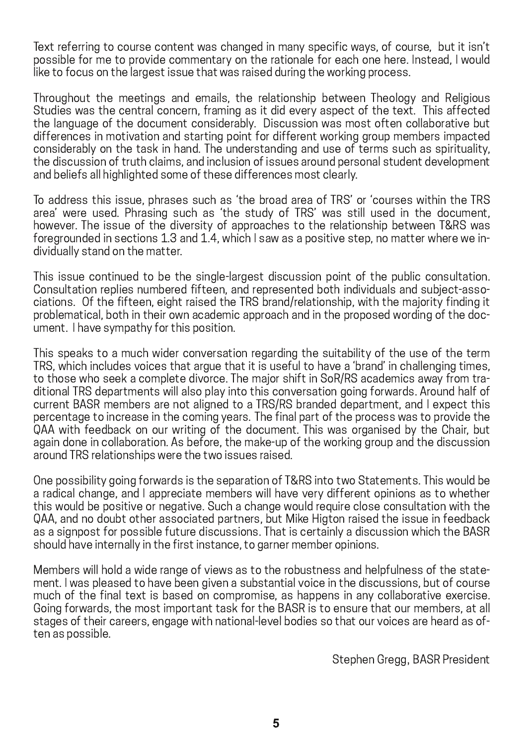Text referring to course content was changed in many specific ways, of course, but it isn't possible for me to provide commentary on the rationale for each one here. Instead, I would like to focus on the largest issue that was raised during the working process.

Throughout the meetings and emails, the relationship between Theology and Religious Studies was the central concern, framing as it did every aspect of the text. This affected the language of the document considerably. Discussion was most often collaborative but differences in motivation and starting point for different working group members impacted considerably on the task in hand. The understanding and use of terms such as spirituality, the discussion of truth claims, and inclusion of issues around personal student development and beliefs all highlighted some of these differences most clearly.

To address this issue, phrases such as 'the broad area of TRS' or 'courses within the TRS area' were used. Phrasing such as 'the study of TRS' was still used in the document, however. The issue of the diversity of approaches to the relationship between T&RS was foregrounded in sections 1.3 and 1.4, which I saw as a positive step, no matter where we individually stand on the matter.

This issue continued to be the single-largest discussion point of the public consultation. Consultation replies numbered fifteen, and represented both individuals and subject-associations. Of the fifteen, eight raised the TRS brand/relationship, with the majority finding it problematical, both in their own academic approach and in the proposed wording of the document. I have sympathy for this position.

This speaks to a much wider conversation regarding the suitability of the use of the term TRS, which includes voices that argue that it is useful to have a 'brand' in challenging times, to those who seek a complete divorce. The major shift in SoR/RS academics away from traditional TRS departments will also play into this conversation going forwards. Around half of current BASR members are not aligned to a TRS/RS branded department, and I expect this percentage to increase in the coming years. The final part of the process was to provide the QAA with feedback on our writing of the document. This was organised by the Chair, but again done in collaboration. As before, the make-up of the working group and the discussion around TRS relationships were the two issues raised.

One possibility going forwards is the separation of T&RS into two Statements. This would be a radical change, and I appreciate members will have very different opinions as to whether this would be positive or negative. Such a change would require close consultation with the QAA, and no doubt other associated partners, but Mike Higton raised the issue in feedback as a signpost for possible future discussions. That is certainly a discussion which the BASR should have internally in the first instance, to garner member opinions.

Members will hold a wide range of views as to the robustness and helpfulness of the statement. I was pleased to have been given a substantial voice in the discussions, but of course much of the final text is based on compromise, as happens in any collaborative exercise. Going forwards, the most important task for the BASR is to ensure that our members, at all stages of their careers, engage with national-level bodies so that our voices are heard as often as possible.

Stephen Gregg, BASR President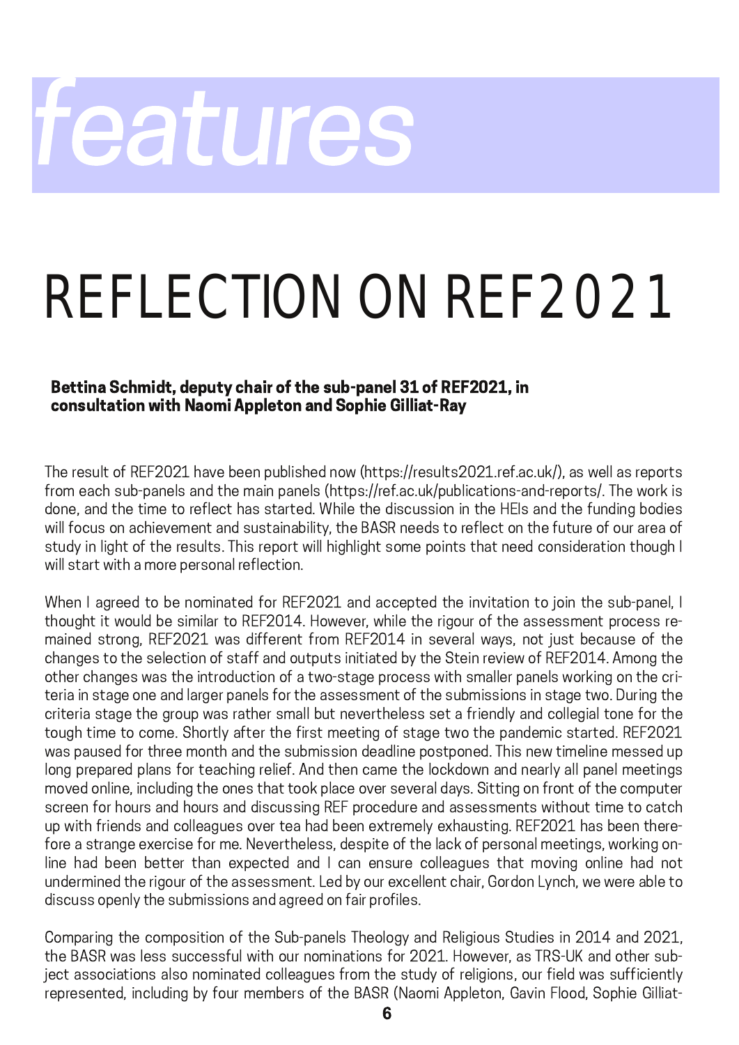# features

# REFLECTION ON REF2021

**Bettina Schmidt, deputy chair of the sub-panel 31 of REF2021, in consultation with Naomi Appleton and Sophie Gilliat-Ray**

The result of REF2021 have been published now (https://results2021.ref.ac.uk/), as well as reports from each sub-panels and the main panels (https://ref.ac.uk/publications-and-reports/. The work is done, and the time to reflect has started. While the discussion in the HEIs and the funding bodies will focus on achievement and sustainability, the BASR needs to reflect on the future of our area of study in light of the results. This report will highlight some points that need consideration though I will start with a more personal reflection.

When I agreed to be nominated for REF2021 and accepted the invitation to join the sub-panel, I thought it would be similar to REF2014. However, while the rigour of the assessment process remained strong, REF2021 was different from REF2014 in several ways, not just because of the changes to the selection of staff and outputs initiated by the Stein review of REF2014. Among the other changes was the introduction of a two-stage process with smaller panels working on the criteria in stage one and larger panels for the assessment of the submissions in stage two. During the criteria stage the group was rather small but nevertheless set a friendly and collegial tone for the tough time to come. Shortly after the first meeting of stage two the pandemic started. REF2021 was paused for three month and the submission deadline postponed. This new timeline messed up long prepared plans for teaching relief. And then came the lockdown and nearly all panel meetings moved online, including the ones that took place over several days. Sitting on front of the computer screen for hours and hours and discussing REF procedure and assessments without time to catch up with friends and colleagues over tea had been extremely exhausting. REF2021 has been therefore a strange exercise for me. Nevertheless, despite of the lack of personal meetings, working online had been better than expected and I can ensure colleagues that moving online had not undermined the rigour of the assessment. Led by our excellent chair, Gordon Lynch, we were able to discuss openly the submissions and agreed on fair profiles.

Comparing the composition of the Sub-panels Theology and Religious Studies in 2014 and 2021, the BASR was less successful with our nominations for 2021. However, as TRS-UK and other subject associations also nominated colleagues from the study of religions, our field was sufficiently represented, including by four members of the BASR (Naomi Appleton, Gavin Flood, Sophie Gilliat-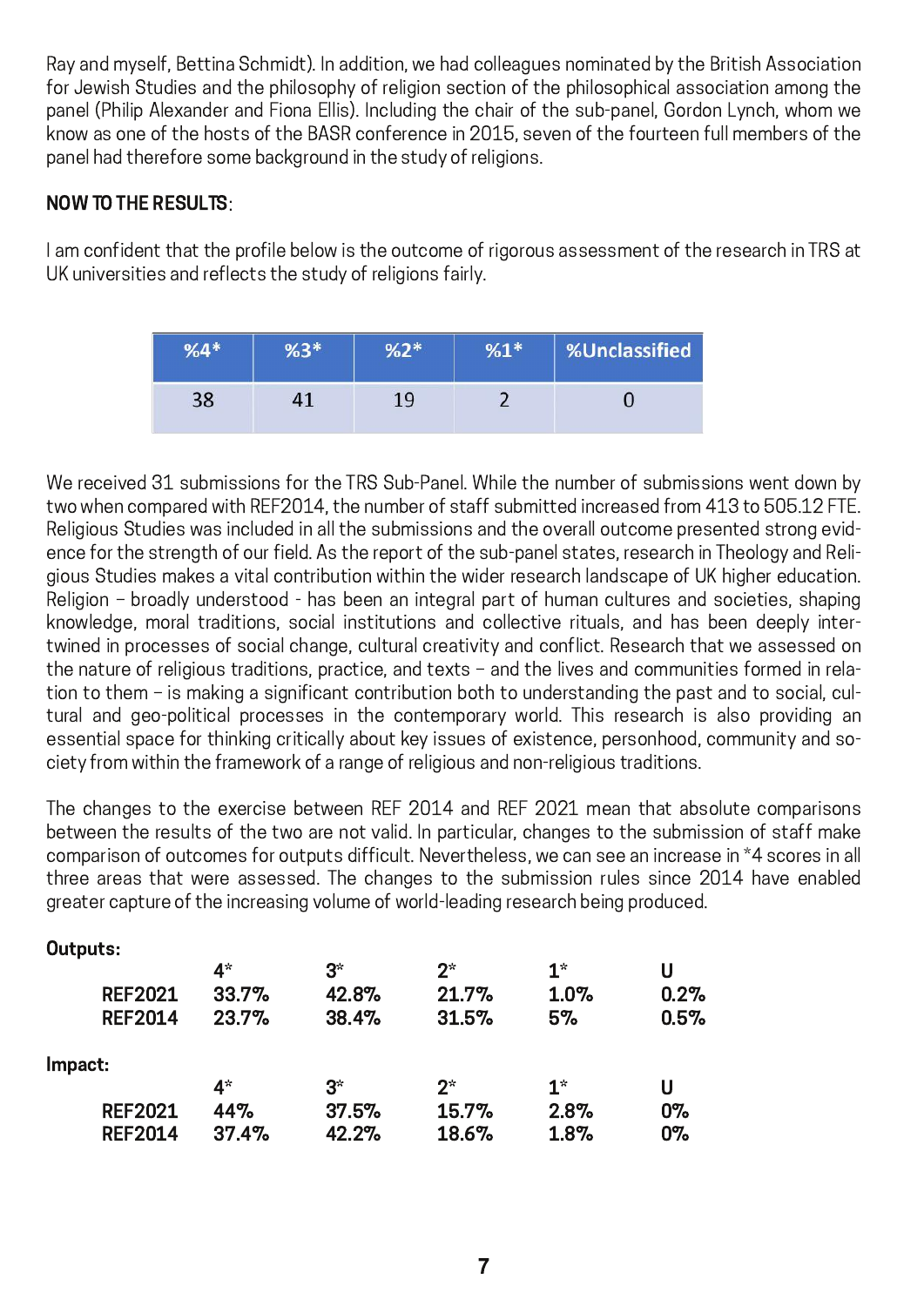Ray and myself, Bettina Schmidt). In addition, we had colleagues nominated by the British Association for Jewish Studies and the philosophy of religion section of the philosophical association among the panel (Philip Alexander and Fiona Ellis). Including the chair of the sub-panel, Gordon Lynch, whom we know as one of the hosts of the BASR conference in 2015, seven of the fourteen full members of the panel had therefore some background in the study of religions.

**NOW TO THE RESULTS**:

I am confident that the profile below is the outcome of rigorous assessment of the research in TRS at UK universities and reflects the study of religions fairly.

| %4* | %3* | %2* | %1* | %Unclassified |
| --- | --- | --- | --- | --- |
| 38 | 41 | 19 | 2 | 0 |

We received 31 submissions for the TRS Sub-Panel. While the number of submissions went down by two when compared with REF2014, the number of staff submitted increased from 413 to 505.12 FTE. Religious Studies was included in all the submissions and the overall outcome presented strong evidence for the strength of our field. As the report of the sub-panel states, research in Theology and Religious Studies makes a vital contribution within the wider research landscape of UK higher education. Religion – broadly understood - has been an integral part of human cultures and societies, shaping knowledge, moral traditions, social institutions and collective rituals, and has been deeply intertwined in processes of social change, cultural creativity and conflict. Research that we assessed on the nature of religious traditions, practice, and texts – and the lives and communities formed in relation to them – is making a significant contribution both to understanding the past and to social, cultural and geo-political processes in the contemporary world. This research is also providing an essential space for thinking critically about key issues of existence, personhood, community and society from within the framework of a range of religious and non-religious traditions.

The changes to the exercise between REF 2014 and REF 2021 mean that absolute comparisons between the results of the two are not valid. In particular, changes to the submission of staff make comparison of outcomes for outputs difficult. Nevertheless, we can see an increase in *4 scores in all three areas that were assessed. The changes to the submission rules since 2014 have enabled greater capture of the increasing volume of world-leading research being produced.

**Outputs:**

| | 4* | 3* | 2* | 1* | U |
| --- | --- | --- | --- | --- | --- |
| **REF2021** | 33.7% | 42.8% | 21.7% | 1.0% | 0.2% |
| **REF2014** | 23.7% | 38.4% | 31.5% | 5% | 0.5% |

**Impact:**

| | 4* | 3* | 2* | 1* | U |
| --- | --- | --- | --- | --- | --- |
| **REF2021** | 44% | 37.5% | 15.7% | 2.8% | 0% |
| **REF2014** | 37.4% | 42.2% | 18.6% | 1.8% | 0% |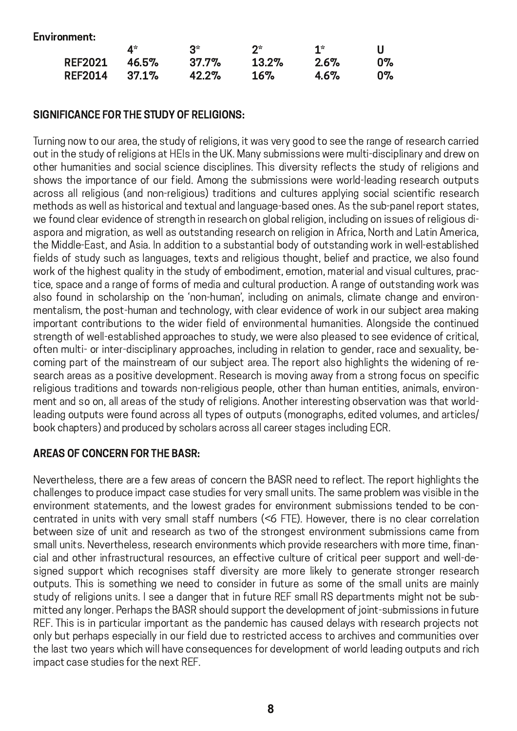**Environment:**

| | 4* | 3* | 2* | 1* | U |
|---|---|---|---|---|---|
| REF2021 | 46.5% | 37.7% | 13.2% | 2.6% | 0% |
| REF2014 | 37.1% | 42.2% | 16% | 4.6% | 0% |

## SIGNIFICANCE FOR THE STUDY OF RELIGIONS:

Turning now to our area, the study of religions, it was very good to see the range of research carried out in the study of religions at HEIs in the UK. Many submissions were multi-disciplinary and drew on other humanities and social science disciplines. This diversity reflects the study of religions and shows the importance of our field. Among the submissions were world-leading research outputs across all religious (and non-religious) traditions and cultures applying social scientific research methods as well as historical and textual and language-based ones. As the sub-panel report states, we found clear evidence of strength in research on global religion, including on issues of religious diaspora and migration, as well as outstanding research on religion in Africa, North and Latin America, the Middle-East, and Asia. In addition to a substantial body of outstanding work in well-established fields of study such as languages, texts and religious thought, belief and practice, we also found work of the highest quality in the study of embodiment, emotion, material and visual cultures, practice, space and a range of forms of media and cultural production. A range of outstanding work was also found in scholarship on the 'non-human', including on animals, climate change and environmentalism, the post-human and technology, with clear evidence of work in our subject area making important contributions to the wider field of environmental humanities. Alongside the continued strength of well-established approaches to study, we were also pleased to see evidence of critical, often multi- or inter-disciplinary approaches, including in relation to gender, race and sexuality, becoming part of the mainstream of our subject area. The report also highlights the widening of research areas as a positive development. Research is moving away from a strong focus on specific religious traditions and towards non-religious people, other than human entities, animals, environment and so on, all areas of the study of religions. Another interesting observation was that world-leading outputs were found across all types of outputs (monographs, edited volumes, and articles/book chapters) and produced by scholars across all career stages including ECR.

## AREAS OF CONCERN FOR THE BASR:

Nevertheless, there are a few areas of concern the BASR need to reflect. The report highlights the challenges to produce impact case studies for very small units. The same problem was visible in the environment statements, and the lowest grades for environment submissions tended to be concentrated in units with very small staff numbers (<6 FTE). However, there is no clear correlation between size of unit and research as two of the strongest environment submissions came from small units. Nevertheless, research environments which provide researchers with more time, financial and other infrastructural resources, an effective culture of critical peer support and well-designed support which recognises staff diversity are more likely to generate stronger research outputs. This is something we need to consider in future as some of the small units are mainly study of religions units. I see a danger that in future REF small RS departments might not be submitted any longer. Perhaps the BASR should support the development of joint-submissions in future REF. This is in particular important as the pandemic has caused delays with research projects not only but perhaps especially in our field due to restricted access to archives and communities over the last two years which will have consequences for development of world leading outputs and rich impact case studies for the next REF.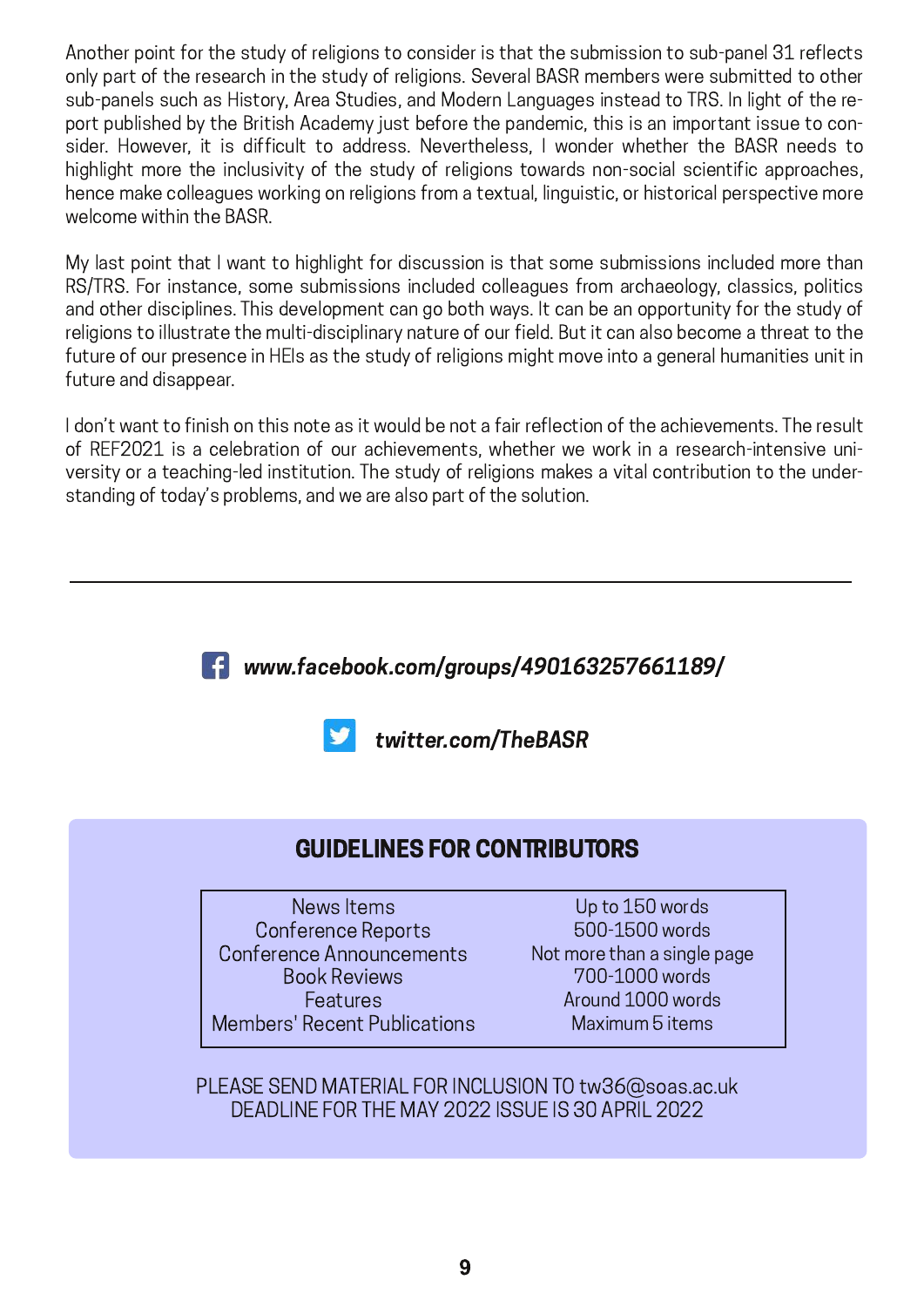Another point for the study of religions to consider is that the submission to sub-panel 31 reflects only part of the research in the study of religions. Several BASR members were submitted to other sub-panels such as History, Area Studies, and Modern Languages instead to TRS. In light of the report published by the British Academy just before the pandemic, this is an important issue to consider. However, it is difficult to address. Nevertheless, I wonder whether the BASR needs to highlight more the inclusivity of the study of religions towards non-social scientific approaches, hence make colleagues working on religions from a textual, linguistic, or historical perspective more welcome within the BASR.

My last point that I want to highlight for discussion is that some submissions included more than RS/TRS. For instance, some submissions included colleagues from archaeology, classics, politics and other disciplines. This development can go both ways. It can be an opportunity for the study of religions to illustrate the multi-disciplinary nature of our field. But it can also become a threat to the future of our presence in HEIs as the study of religions might move into a general humanities unit in future and disappear.

I don't want to finish on this note as it would be not a fair reflection of the achievements. The result of REF2021 is a celebration of our achievements, whether we work in a research-intensive university or a teaching-led institution. The study of religions makes a vital contribution to the understanding of today's problems, and we are also part of the solution.

---

***www.facebook.com/groups/490163257661189/***

***twitter.com/TheBASR***

## GUIDELINES FOR CONTRIBUTORS

| | |
|---|---|
| News Items | Up to 150 words |
| Conference Reports | 500-1500 words |
| Conference Announcements | Not more than a single page |
| Book Reviews | 700-1000 words |
| Features | Around 1000 words |
| Members' Recent Publications | Maximum 5 items |

PLEASE SEND MATERIAL FOR INCLUSION TO tw36@soas.ac.uk
DEADLINE FOR THE MAY 2022 ISSUE IS 30 APRIL 2022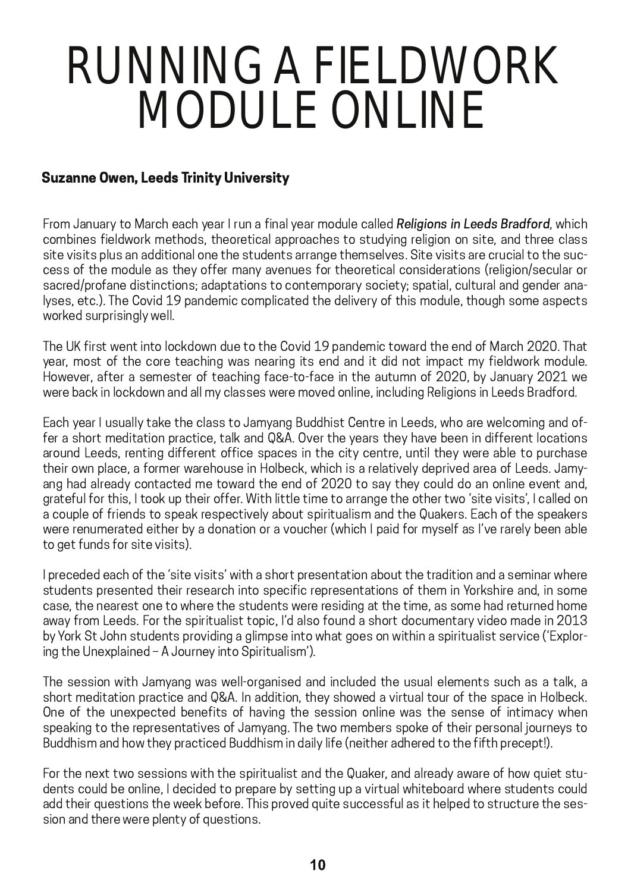# RUNNING A FIELDWORK MODULE ONLINE

**Suzanne Owen, Leeds Trinity University**

From January to March each year I run a final year module called ***Religions in Leeds Bradford***, which combines fieldwork methods, theoretical approaches to studying religion on site, and three class site visits plus an additional one the students arrange themselves. Site visits are crucial to the success of the module as they offer many avenues for theoretical considerations (religion/secular or sacred/profane distinctions; adaptations to contemporary society; spatial, cultural and gender analyses, etc.). The Covid 19 pandemic complicated the delivery of this module, though some aspects worked surprisingly well.

The UK first went into lockdown due to the Covid 19 pandemic toward the end of March 2020. That year, most of the core teaching was nearing its end and it did not impact my fieldwork module. However, after a semester of teaching face-to-face in the autumn of 2020, by January 2021 we were back in lockdown and all my classes were moved online, including Religions in Leeds Bradford.

Each year I usually take the class to Jamyang Buddhist Centre in Leeds, who are welcoming and offer a short meditation practice, talk and Q&A. Over the years they have been in different locations around Leeds, renting different office spaces in the city centre, until they were able to purchase their own place, a former warehouse in Holbeck, which is a relatively deprived area of Leeds. Jamyang had already contacted me toward the end of 2020 to say they could do an online event and, grateful for this, I took up their offer. With little time to arrange the other two 'site visits', I called on a couple of friends to speak respectively about spiritualism and the Quakers. Each of the speakers were renumerated either by a donation or a voucher (which I paid for myself as I've rarely been able to get funds for site visits).

I preceded each of the 'site visits' with a short presentation about the tradition and a seminar where students presented their research into specific representations of them in Yorkshire and, in some case, the nearest one to where the students were residing at the time, as some had returned home away from Leeds. For the spiritualist topic, I'd also found a short documentary video made in 2013 by York St John students providing a glimpse into what goes on within a spiritualist service ('Exploring the Unexplained – A Journey into Spiritualism').

The session with Jamyang was well-organised and included the usual elements such as a talk, a short meditation practice and Q&A. In addition, they showed a virtual tour of the space in Holbeck. One of the unexpected benefits of having the session online was the sense of intimacy when speaking to the representatives of Jamyang. The two members spoke of their personal journeys to Buddhism and how they practiced Buddhism in daily life (neither adhered to the fifth precept!).

For the next two sessions with the spiritualist and the Quaker, and already aware of how quiet students could be online, I decided to prepare by setting up a virtual whiteboard where students could add their questions the week before. This proved quite successful as it helped to structure the session and there were plenty of questions.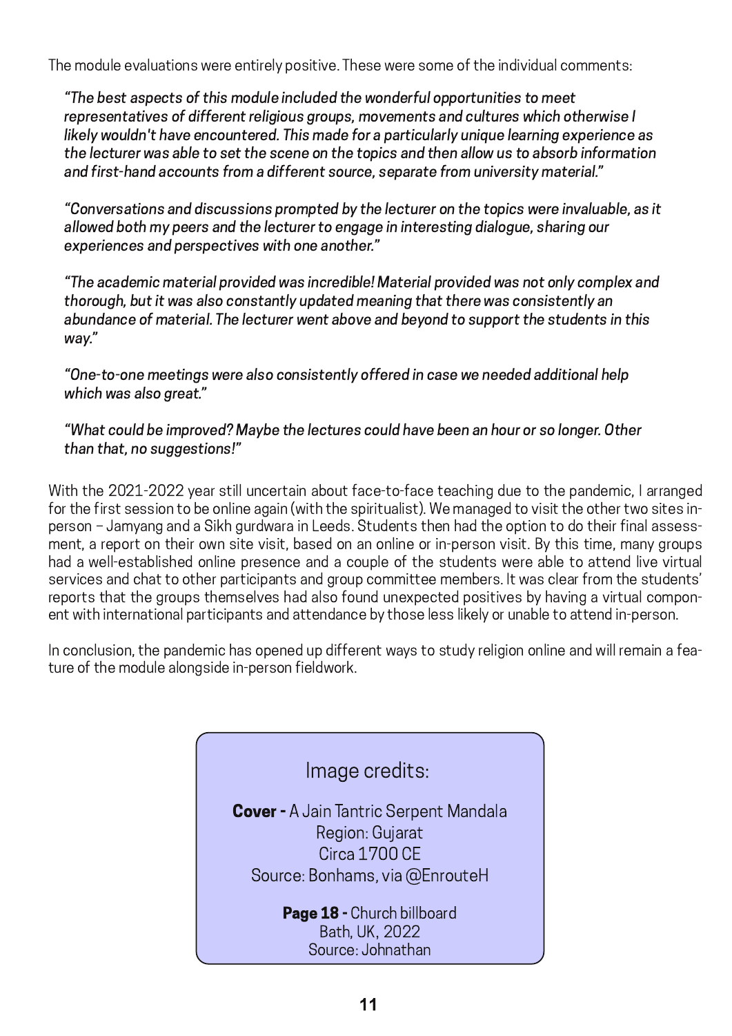The module evaluations were entirely positive. These were some of the individual comments:

> *"The best aspects of this module included the wonderful opportunities to meet representatives of different religious groups, movements and cultures which otherwise I likely wouldn't have encountered. This made for a particularly unique learning experience as the lecturer was able to set the scene on the topics and then allow us to absorb information and first-hand accounts from a different source, separate from university material."*

> *"Conversations and discussions prompted by the lecturer on the topics were invaluable, as it allowed both my peers and the lecturer to engage in interesting dialogue, sharing our experiences and perspectives with one another."*

> *"The academic material provided was incredible! Material provided was not only complex and thorough, but it was also constantly updated meaning that there was consistently an abundance of material. The lecturer went above and beyond to support the students in this way."*

> *"One-to-one meetings were also consistently offered in case we needed additional help which was also great."*

> *"What could be improved? Maybe the lectures could have been an hour or so longer. Other than that, no suggestions!"*

With the 2021-2022 year still uncertain about face-to-face teaching due to the pandemic, I arranged for the first session to be online again (with the spiritualist). We managed to visit the other two sites in-person – Jamyang and a Sikh gurdwara in Leeds. Students then had the option to do their final assessment, a report on their own site visit, based on an online or in-person visit. By this time, many groups had a well-established online presence and a couple of the students were able to attend live virtual services and chat to other participants and group committee members. It was clear from the students' reports that the groups themselves had also found unexpected positives by having a virtual component with international participants and attendance by those less likely or unable to attend in-person.

In conclusion, the pandemic has opened up different ways to study religion online and will remain a feature of the module alongside in-person fieldwork.

Image credits:

**Cover -** A Jain Tantric Serpent Mandala
Region: Gujarat
Circa 1700 CE
Source: Bonhams, via @EnrouteH

**Page 18 -** Church billboard
Bath, UK, 2022
Source: Johnathan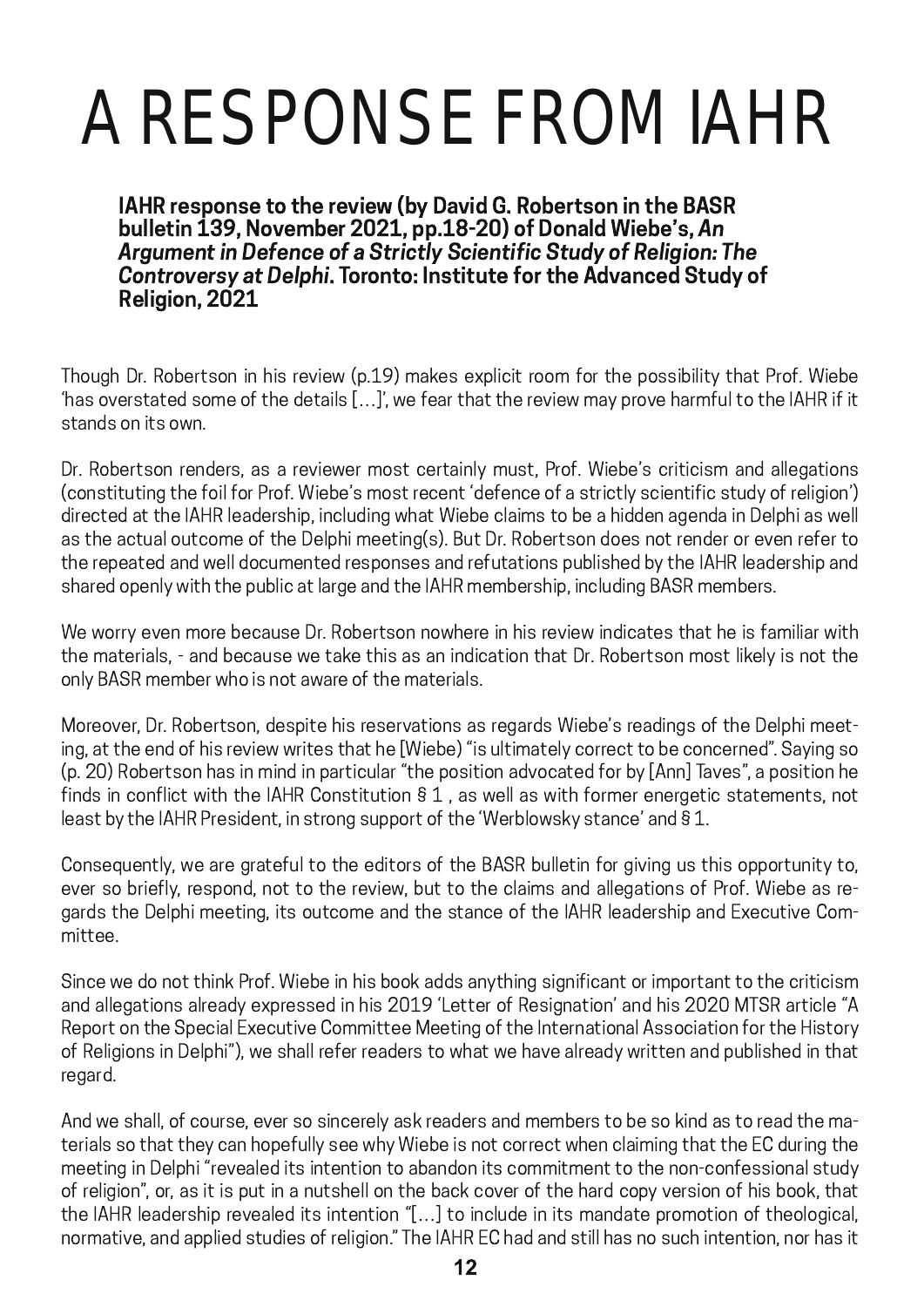# A RESPONSE FROM IAHR

**IAHR response to the review (by David G. Robertson in the BASR bulletin 139, November 2021, pp.18-20) of Donald Wiebe's, *An Argument in Defence of a Strictly Scientific Study of Religion: The Controversy at Delphi*. Toronto: Institute for the Advanced Study of Religion, 2021**

Though Dr. Robertson in his review (p.19) makes explicit room for the possibility that Prof. Wiebe 'has overstated some of the details […]', we fear that the review may prove harmful to the IAHR if it stands on its own.

Dr. Robertson renders, as a reviewer most certainly must, Prof. Wiebe's criticism and allegations (constituting the foil for Prof. Wiebe's most recent 'defence of a strictly scientific study of religion') directed at the IAHR leadership, including what Wiebe claims to be a hidden agenda in Delphi as well as the actual outcome of the Delphi meeting(s). But Dr. Robertson does not render or even refer to the repeated and well documented responses and refutations published by the IAHR leadership and shared openly with the public at large and the IAHR membership, including BASR members.

We worry even more because Dr. Robertson nowhere in his review indicates that he is familiar with the materials, - and because we take this as an indication that Dr. Robertson most likely is not the only BASR member who is not aware of the materials.

Moreover, Dr. Robertson, despite his reservations as regards Wiebe's readings of the Delphi meeting, at the end of his review writes that he [Wiebe] "is ultimately correct to be concerned". Saying so (p. 20) Robertson has in mind in particular "the position advocated for by [Ann] Taves", a position he finds in conflict with the IAHR Constitution § 1 , as well as with former energetic statements, not least by the IAHR President, in strong support of the 'Werblowsky stance' and § 1.

Consequently, we are grateful to the editors of the BASR bulletin for giving us this opportunity to, ever so briefly, respond, not to the review, but to the claims and allegations of Prof. Wiebe as regards the Delphi meeting, its outcome and the stance of the IAHR leadership and Executive Committee.

Since we do not think Prof. Wiebe in his book adds anything significant or important to the criticism and allegations already expressed in his 2019 'Letter of Resignation' and his 2020 MTSR article "A Report on the Special Executive Committee Meeting of the International Association for the History of Religions in Delphi"), we shall refer readers to what we have already written and published in that regard.

And we shall, of course, ever so sincerely ask readers and members to be so kind as to read the materials so that they can hopefully see why Wiebe is not correct when claiming that the EC during the meeting in Delphi "revealed its intention to abandon its commitment to the non-confessional study of religion", or, as it is put in a nutshell on the back cover of the hard copy version of his book, that the IAHR leadership revealed its intention "[…] to include in its mandate promotion of theological, normative, and applied studies of religion." The IAHR EC had and still has no such intention, nor has it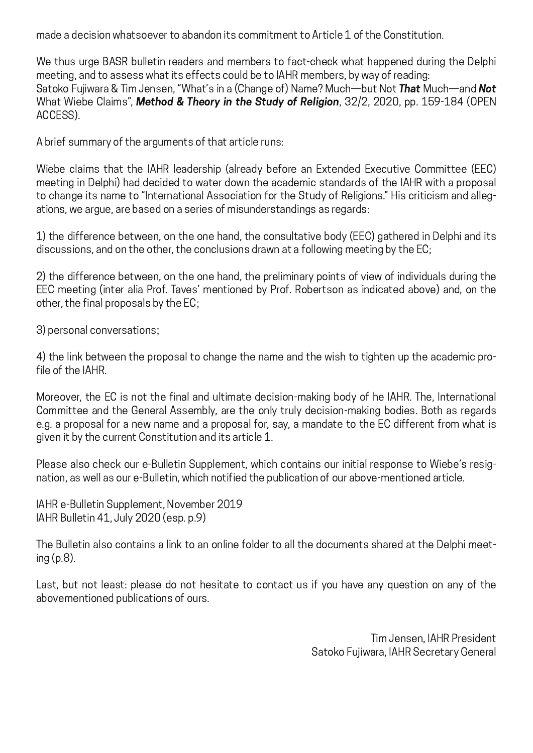made a decision whatsoever to abandon its commitment to Article 1 of the Constitution.

We thus urge BASR bulletin readers and members to fact-check what happened during the Delphi meeting, and to assess what its effects could be to IAHR members, by way of reading:
Satoko Fujiwara & Tim Jensen, "What's in a (Change of) Name? Much—but Not ***That*** Much—and ***Not*** What Wiebe Claims", ***Method & Theory in the Study of Religion***, 32/2, 2020, pp. 159-184 (OPEN ACCESS).

A brief summary of the arguments of that article runs:

Wiebe claims that the IAHR leadership (already before an Extended Executive Committee (EEC) meeting in Delphi) had decided to water down the academic standards of the IAHR with a proposal to change its name to "International Association for the Study of Religions." His criticism and allegations, we argue, are based on a series of misunderstandings as regards:

1) the difference between, on the one hand, the consultative body (EEC) gathered in Delphi and its discussions, and on the other, the conclusions drawn at a following meeting by the EC;

2) the difference between, on the one hand, the preliminary points of view of individuals during the EEC meeting (inter alia Prof. Taves' mentioned by Prof. Robertson as indicated above) and, on the other, the final proposals by the EC;

3) personal conversations;

4) the link between the proposal to change the name and the wish to tighten up the academic profile of the IAHR.

Moreover, the EC is not the final and ultimate decision-making body of he IAHR. The, International Committee and the General Assembly, are the only truly decision-making bodies. Both as regards e.g. a proposal for a new name and a proposal for, say, a mandate to the EC different from what is given it by the current Constitution and its article 1.

Please also check our e-Bulletin Supplement, which contains our initial response to Wiebe's resignation, as well as our e-Bulletin, which notified the publication of our above-mentioned article.

IAHR e-Bulletin Supplement, November 2019
IAHR Bulletin 41, July 2020 (esp. p.9)

The Bulletin also contains a link to an online folder to all the documents shared at the Delphi meeting (p.8).

Last, but not least: please do not hesitate to contact us if you have any question on any of the abovementioned publications of ours.

Tim Jensen, IAHR President
Satoko Fujiwara, IAHR Secretary General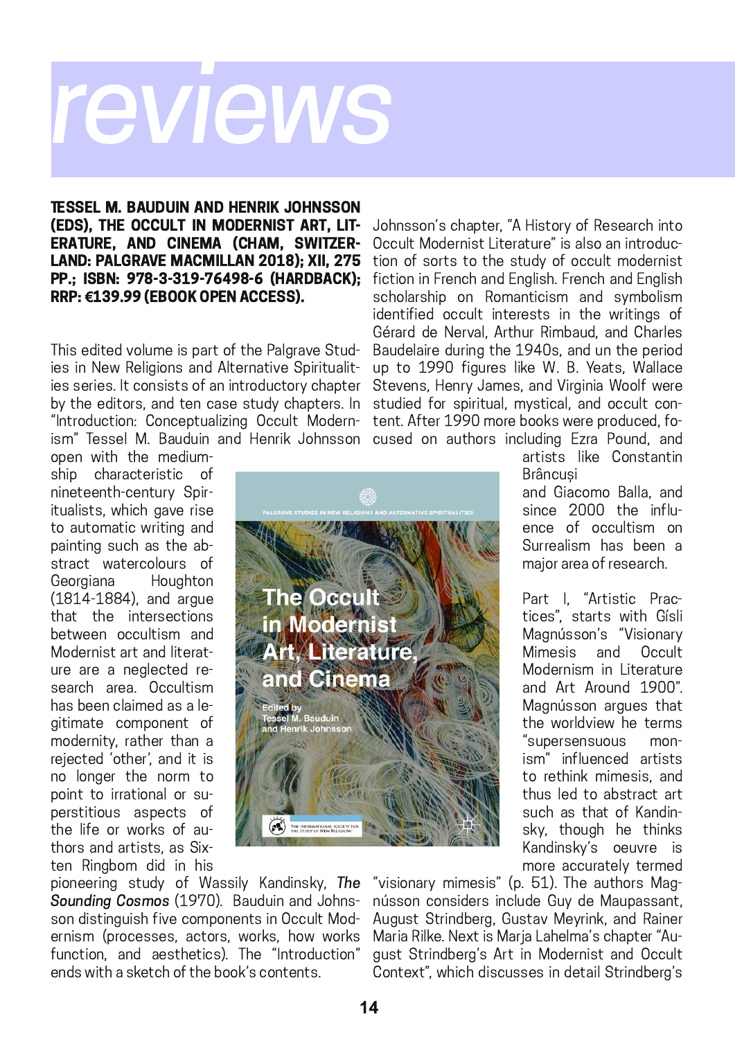# reviews

**TESSEL M. BAUDUIN AND HENRIK JOHNSSON (EDS), THE OCCULT IN MODERNIST ART, LITERATURE, AND CINEMA (CHAM, SWITZERLAND: PALGRAVE MACMILLAN 2018); XII, 275 PP.; ISBN: 978-3-319-76498-6 (HARDBACK); RRP: €139.99 (EBOOK OPEN ACCESS).**

This edited volume is part of the Palgrave Studies in New Religions and Alternative Spiritualities series. It consists of an introductory chapter by the editors, and ten case study chapters. In "Introduction: Conceptualizing Occult Modernism" Tessel M. Bauduin and Henrik Johnsson open with the mediumship characteristic of nineteenth-century Spiritualists, which gave rise to automatic writing and painting such as the abstract watercolours of Georgiana Houghton (1814-1884), and argue that the intersections between occultism and Modernist art and literature are a neglected research area. Occultism has been claimed as a legitimate component of modernity, rather than a rejected 'other', and it is no longer the norm to point to irrational or superstitious aspects of the life or works of authors and artists, as Sixten Ringbom did in his pioneering study of Wassily Kandinsky, *The Sounding Cosmos* (1970). Bauduin and Johnsson distinguish five components in Occult Modernism (processes, actors, works, how works function, and aesthetics). The "Introduction" ends with a sketch of the book's contents.

Johnsson's chapter, "A History of Research into Occult Modernist Literature" is also an introduction of sorts to the study of occult modernist fiction in French and English. French and English scholarship on Romanticism and symbolism identified occult interests in the writings of Gérard de Nerval, Arthur Rimbaud, and Charles Baudelaire during the 1940s, and un the period up to 1990 figures like W. B. Yeats, Wallace Stevens, Henry James, and Virginia Woolf were studied for spiritual, mystical, and occult content. After 1990 more books were produced, focused on authors including Ezra Pound, and artists like Constantin Brâncuși and Giacomo Balla, and since 2000 the influence of occultism on Surrealism has been a major area of research.

Part I, "Artistic Practices", starts with Gísli Magnússon's "Visionary Mimesis and Occult Modernism in Literature and Art Around 1900". Magnússon argues that the worldview he terms "supersensuous monism" influenced artists to rethink mimesis, and thus led to abstract art such as that of Kandinsky, though he thinks Kandinsky's oeuvre is more accurately termed "visionary mimesis" (p. 51). The authors Magnússon considers include Guy de Maupassant, August Strindberg, Gustav Meyrink, and Rainer Maria Rilke. Next is Marja Lahelma's chapter "August Strindberg's Art in Modernist and Occult Context", which discusses in detail Strindberg's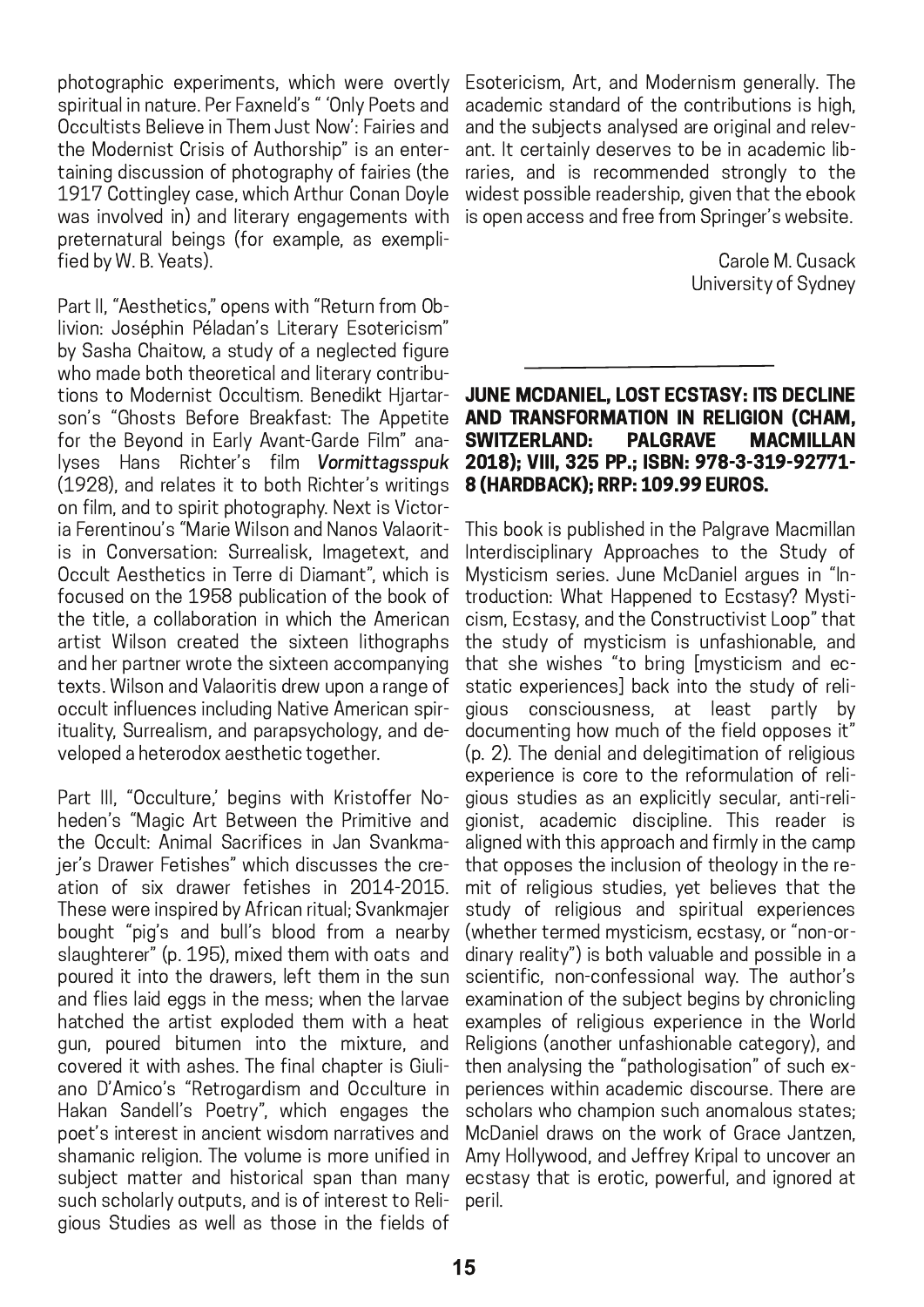photographic experiments, which were overtly spiritual in nature. Per Faxneld's " 'Only Poets and Occultists Believe in Them Just Now': Fairies and the Modernist Crisis of Authorship" is an entertaining discussion of photography of fairies (the 1917 Cottingley case, which Arthur Conan Doyle was involved in) and literary engagements with preternatural beings (for example, as exemplified by W. B. Yeats).

Part II, "Aesthetics," opens with "Return from Oblivion: Joséphin Péladan's Literary Esotericism" by Sasha Chaitow, a study of a neglected figure who made both theoretical and literary contributions to Modernist Occultism. Benedikt Hjartarson's "Ghosts Before Breakfast: The Appetite for the Beyond in Early Avant-Garde Film" analyses Hans Richter's film ***Vormittagsspuk*** (1928), and relates it to both Richter's writings on film, and to spirit photography. Next is Victoria Ferentinou's "Marie Wilson and Nanos Valaoritis in Conversation: Surrealisk, Imagetext, and Occult Aesthetics in Terre di Diamant", which is focused on the 1958 publication of the book of the title, a collaboration in which the American artist Wilson created the sixteen lithographs and her partner wrote the sixteen accompanying texts. Wilson and Valaoritis drew upon a range of occult influences including Native American spirituality, Surrealism, and parapsychology, and developed a heterodox aesthetic together.

Part III, "Occulture,' begins with Kristoffer Noheden's "Magic Art Between the Primitive and the Occult: Animal Sacrifices in Jan Svankmajer's Drawer Fetishes" which discusses the creation of six drawer fetishes in 2014-2015. These were inspired by African ritual; Svankmajer bought "pig's and bull's blood from a nearby slaughterer" (p. 195), mixed them with oats and poured it into the drawers, left them in the sun and flies laid eggs in the mess; when the larvae hatched the artist exploded them with a heat gun, poured bitumen into the mixture, and covered it with ashes. The final chapter is Giuliano D'Amico's "Retrogardism and Occulture in Hakan Sandell's Poetry", which engages the poet's interest in ancient wisdom narratives and shamanic religion. The volume is more unified in subject matter and historical span than many such scholarly outputs, and is of interest to Religious Studies as well as those in the fields of Esotericism, Art, and Modernism generally. The academic standard of the contributions is high, and the subjects analysed are original and relevant. It certainly deserves to be in academic libraries, and is recommended strongly to the widest possible readership, given that the ebook is open access and free from Springer's website.

Carole M. Cusack
University of Sydney

---

**JUNE MCDANIEL, LOST ECSTASY: ITS DECLINE AND TRANSFORMATION IN RELIGION (CHAM, SWITZERLAND: PALGRAVE MACMILLAN 2018); VIII, 325 PP.; ISBN: 978-3-319-92771-8 (HARDBACK); RRP: 109.99 EUROS.**

This book is published in the Palgrave Macmillan Interdisciplinary Approaches to the Study of Mysticism series. June McDaniel argues in "Introduction: What Happened to Ecstasy? Mysticism, Ecstasy, and the Constructivist Loop" that the study of mysticism is unfashionable, and that she wishes "to bring [mysticism and ecstatic experiences] back into the study of religious consciousness, at least partly by documenting how much of the field opposes it" (p. 2). The denial and delegitimation of religious experience is core to the reformulation of religious studies as an explicitly secular, anti-religionist, academic discipline. This reader is aligned with this approach and firmly in the camp that opposes the inclusion of theology in the remit of religious studies, yet believes that the study of religious and spiritual experiences (whether termed mysticism, ecstasy, or "non-ordinary reality") is both valuable and possible in a scientific, non-confessional way. The author's examination of the subject begins by chronicling examples of religious experience in the World Religions (another unfashionable category), and then analysing the "pathologisation" of such experiences within academic discourse. There are scholars who champion such anomalous states; McDaniel draws on the work of Grace Jantzen, Amy Hollywood, and Jeffrey Kripal to uncover an ecstasy that is erotic, powerful, and ignored at peril.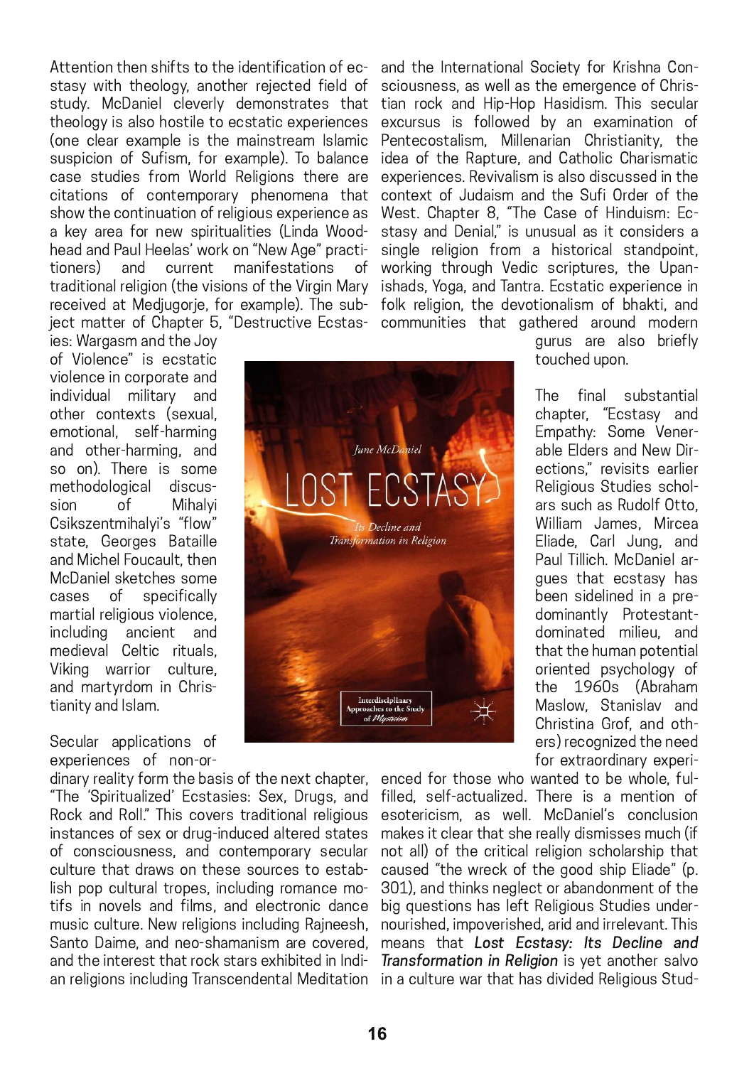Attention then shifts to the identification of ecstasy with theology, another rejected field of study. McDaniel cleverly demonstrates that theology is also hostile to ecstatic experiences (one clear example is the mainstream Islamic suspicion of Sufism, for example). To balance case studies from World Religions there are citations of contemporary phenomena that show the continuation of religious experience as a key area for new spiritualities (Linda Woodhead and Paul Heelas' work on "New Age" practitioners) and current manifestations of traditional religion (the visions of the Virgin Mary received at Medjugorje, for example). The subject matter of Chapter 5, "Destructive Ecstasies: Wargasm and the Joy of Violence" is ecstatic violence in corporate and individual military and other contexts (sexual, emotional, self-harming and other-harming, and so on). There is some methodological discussion of Mihalyi Csikszentmihalyi's "flow" state, Georges Bataille and Michel Foucault, then McDaniel sketches some cases of specifically martial religious violence, including ancient and medieval Celtic rituals, Viking warrior culture, and martyrdom in Christianity and Islam.

Secular applications of experiences of non-ordinary reality form the basis of the next chapter, "The 'Spiritualized' Ecstasies: Sex, Drugs, and Rock and Roll." This covers traditional religious instances of sex or drug-induced altered states of consciousness, and contemporary secular culture that draws on these sources to establish pop cultural tropes, including romance motifs in novels and films, and electronic dance music culture. New religions including Rajneesh, Santo Daime, and neo-shamanism are covered, and the interest that rock stars exhibited in Indian religions including Transcendental Meditation and the International Society for Krishna Consciousness, as well as the emergence of Christian rock and Hip-Hop Hasidism. This secular excursus is followed by an examination of Pentecostalism, Millenarian Christianity, the idea of the Rapture, and Catholic Charismatic experiences. Revivalism is also discussed in the context of Judaism and the Sufi Order of the West. Chapter 8, "The Case of Hinduism: Ecstasy and Denial," is unusual as it considers a single religion from a historical standpoint, working through Vedic scriptures, the Upanishads, Yoga, and Tantra. Ecstatic experience in folk religion, the devotionalism of bhakti, and communities that gathered around modern gurus are also briefly touched upon.

The final substantial chapter, "Ecstasy and Empathy: Some Venerable Elders and New Directions," revisits earlier Religious Studies scholars such as Rudolf Otto, William James, Mircea Eliade, Carl Jung, and Paul Tillich. McDaniel argues that ecstasy has been sidelined in a predominantly Protestant-dominated milieu, and that the human potential oriented psychology of the 1960s (Abraham Maslow, Stanislav and Christina Grof, and others) recognized the need for extraordinary experienced for those who wanted to be whole, fulfilled, self-actualized. There is a mention of esotericism, as well. McDaniel's conclusion makes it clear that she really dismisses much (if not all) of the critical religion scholarship that caused "the wreck of the good ship Eliade" (p. 301), and thinks neglect or abandonment of the big questions has left Religious Studies undernourished, impoverished, arid and irrelevant. This means that *Lost Ecstasy: Its Decline and Transformation in Religion* is yet another salvo in a culture war that has divided Religious Stud-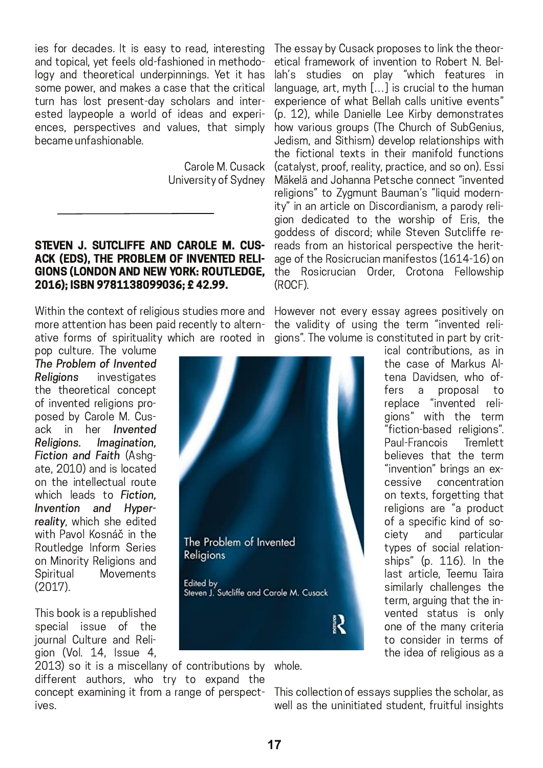ies for decades. It is easy to read, interesting and topical, yet feels old-fashioned in methodology and theoretical underpinnings. Yet it has some power, and makes a case that the critical turn has lost present-day scholars and interested laypeople a world of ideas and experiences, perspectives and values, that simply became unfashionable.

Carole M. Cusack
University of Sydney

---

**STEVEN J. SUTCLIFFE AND CAROLE M. CUSACK (EDS), THE PROBLEM OF INVENTED RELIGIONS (LONDON AND NEW YORK: ROUTLEDGE, 2016); ISBN 9781138099036; £ 42.99.**

Within the context of religious studies more and more attention has been paid recently to alternative forms of spirituality which are rooted in pop culture. The volume ***The Problem of Invented Religions*** investigates the theoretical concept of invented religions proposed by Carole M. Cusack in her ***Invented Religions. Imagination, Fiction and Faith*** (Ashgate, 2010) and is located on the intellectual route which leads to ***Fiction, Invention and Hyperreality***, which she edited with Pavol Kosnáč in the Routledge Inform Series on Minority Religions and Spiritual Movements (2017).

This book is a republished special issue of the journal Culture and Religion (Vol. 14, Issue 4, 2013) so it is a miscellany of contributions by different authors, who try to expand the concept examining it from a range of perspectives.

The essay by Cusack proposes to link the theoretical framework of invention to Robert N. Bellah's studies on play "which features in language, art, myth […] is crucial to the human experience of what Bellah calls unitive events" (p. 12), while Danielle Lee Kirby demonstrates how various groups (The Church of SubGenius, Jedism, and Sithism) develop relationships with the fictional texts in their manifold functions (catalyst, proof, reality, practice, and so on). Essi Mäkelä and Johanna Petsche connect "invented religions" to Zygmunt Bauman's "liquid modernity" in an article on Discordianism, a parody religion dedicated to the worship of Eris, the goddess of discord; while Steven Sutcliffe rereads from an historical perspective the heritage of the Rosicrucian manifestos (1614-16) on the Rosicrucian Order, Crotona Fellowship (ROCF).

However not every essay agrees positively on the validity of using the term "invented religions". The volume is constituted in part by critical contributions, as in the case of Markus Altena Davidsen, who offers a proposal to replace "invented religions" with the term "fiction-based religions". Paul-Francois Tremlett believes that the term "invention" brings an excessive concentration on texts, forgetting that religions are "a product of a specific kind of society and particular types of social relationships" (p. 116). In the last article, Teemu Taira similarly challenges the term, arguing that the invented status is only one of the many criteria to consider in terms of the idea of religious as a whole.

This collection of essays supplies the scholar, as well as the uninitiated student, fruitful insights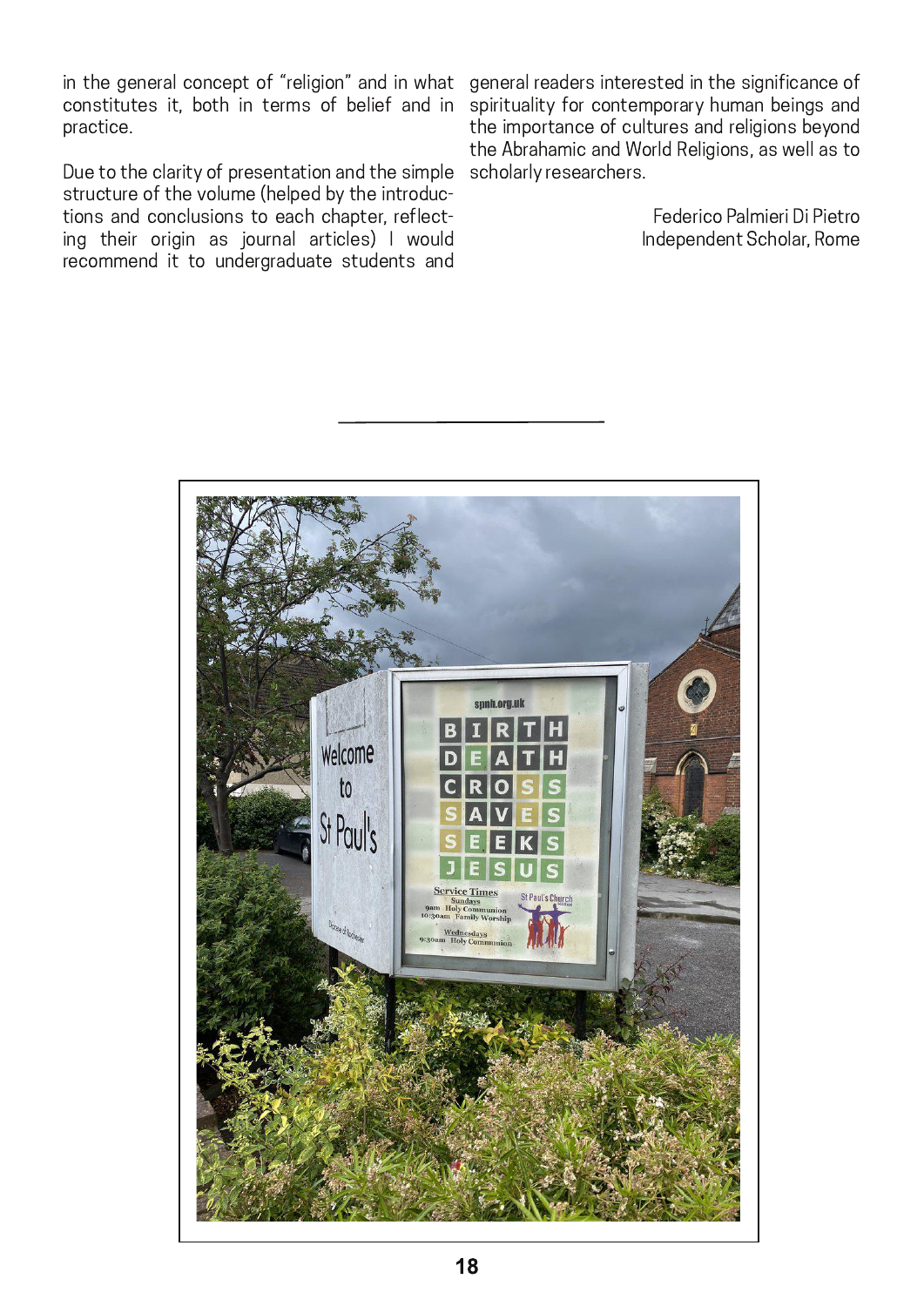in the general concept of "religion" and in what constitutes it, both in terms of belief and in practice.

Due to the clarity of presentation and the simple structure of the volume (helped by the introductions and conclusions to each chapter, reflecting their origin as journal articles) I would recommend it to undergraduate students and general readers interested in the significance of spirituality for contemporary human beings and the importance of cultures and religions beyond the Abrahamic and World Religions, as well as to scholarly researchers.

Federico Palmieri Di Pietro
Independent Scholar, Rome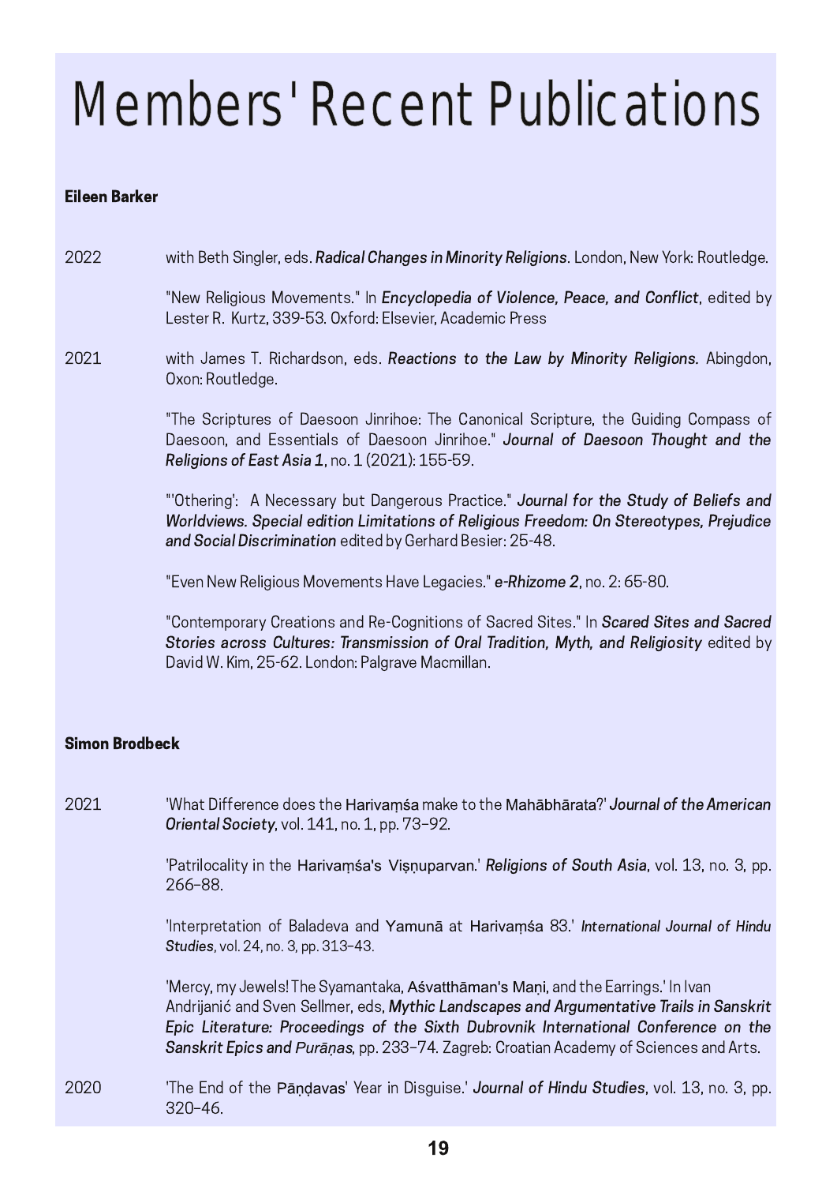# Members' Recent Publications

**Eileen Barker**

2022 with Beth Singler, eds. ***Radical Changes in Minority Religions***. London, New York: Routledge.

"New Religious Movements." In ***Encyclopedia of Violence, Peace, and Conflict***, edited by Lester R. Kurtz, 339-53. Oxford: Elsevier, Academic Press

2021 with James T. Richardson, eds. ***Reactions to the Law by Minority Religions.*** Abingdon, Oxon: Routledge.

"The Scriptures of Daesoon Jinrihoe: The Canonical Scripture, the Guiding Compass of Daesoon, and Essentials of Daesoon Jinrihoe." ***Journal of Daesoon Thought and the Religions of East Asia 1***, no. 1 (2021): 155-59.

"'Othering': A Necessary but Dangerous Practice." ***Journal for the Study of Beliefs and Worldviews. Special edition Limitations of Religious Freedom: On Stereotypes, Prejudice and Social Discrimination*** edited by Gerhard Besier: 25-48.

"Even New Religious Movements Have Legacies." ***e-Rhizome 2***, no. 2: 65-80.

"Contemporary Creations and Re-Cognitions of Sacred Sites." In ***Scared Sites and Sacred Stories across Cultures: Transmission of Oral Tradition, Myth, and Religiosity*** edited by David W. Kim, 25-62. London: Palgrave Macmillan.

**Simon Brodbeck**

2021 'What Difference does the Harivaṃśa make to the Mahābhārata?' ***Journal of the American Oriental Society***, vol. 141, no. 1, pp. 73–92.

'Patrilocality in the Harivaṃśa's Viṣṇuparvan.' ***Religions of South Asia***, vol. 13, no. 3, pp. 266–88.

'Interpretation of Baladeva and Yamunā at Harivaṃśa 83.' ***International Journal of Hindu Studies***, vol. 24, no. 3, pp. 313–43.

'Mercy, my Jewels! The Syamantaka, Aśvatthāman's Maṇi, and the Earrings.' In Ivan Andrijanić and Sven Sellmer, eds, ***Mythic Landscapes and Argumentative Trails in Sanskrit Epic Literature: Proceedings of the Sixth Dubrovnik International Conference on the Sanskrit Epics and Purāṇas***, pp. 233–74. Zagreb: Croatian Academy of Sciences and Arts.

2020 'The End of the Pāṇḍavas' Year in Disguise.' ***Journal of Hindu Studies***, vol. 13, no. 3, pp. 320–46.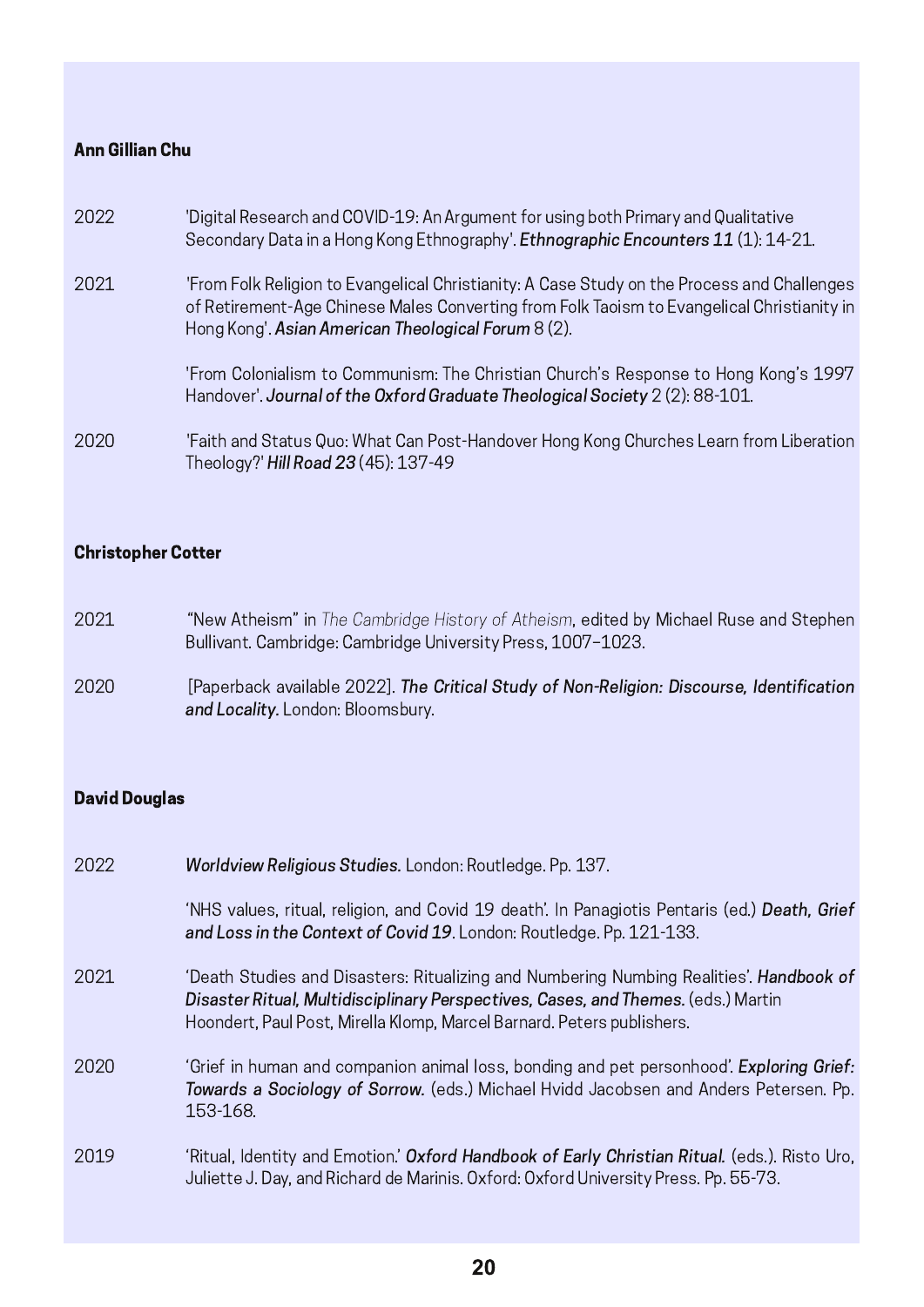### Ann Gillian Chu

2022 'Digital Research and COVID-19: An Argument for using both Primary and Qualitative Secondary Data in a Hong Kong Ethnography'. ***Ethnographic Encounters 11*** (1): 14-21.

2021 'From Folk Religion to Evangelical Christianity: A Case Study on the Process and Challenges of Retirement-Age Chinese Males Converting from Folk Taoism to Evangelical Christianity in Hong Kong'. ***Asian American Theological Forum*** 8 (2).

'From Colonialism to Communism: The Christian Church's Response to Hong Kong's 1997 Handover'. ***Journal of the Oxford Graduate Theological Society*** 2 (2): 88-101.

2020 'Faith and Status Quo: What Can Post-Handover Hong Kong Churches Learn from Liberation Theology?' ***Hill Road 23*** (45): 137-49

### Christopher Cotter

2021 "New Atheism" in *The Cambridge History of Atheism*, edited by Michael Ruse and Stephen Bullivant. Cambridge: Cambridge University Press, 1007–1023.

2020 [Paperback available 2022]. ***The Critical Study of Non-Religion: Discourse, Identification and Locality.*** London: Bloomsbury.

### David Douglas

2022 ***Worldview Religious Studies.*** London: Routledge. Pp. 137.

'NHS values, ritual, religion, and Covid 19 death'. In Panagiotis Pentaris (ed.) ***Death, Grief and Loss in the Context of Covid 19***. London: Routledge. Pp. 121-133.

2021 'Death Studies and Disasters: Ritualizing and Numbering Numbing Realities'. ***Handbook of Disaster Ritual, Multidisciplinary Perspectives, Cases, and Themes.*** (eds.) Martin Hoondert, Paul Post, Mirella Klomp, Marcel Barnard. Peters publishers.

2020 'Grief in human and companion animal loss, bonding and pet personhood'. ***Exploring Grief: Towards a Sociology of Sorrow.*** (eds.) Michael Hvidd Jacobsen and Anders Petersen. Pp. 153-168.

2019 'Ritual, Identity and Emotion.' ***Oxford Handbook of Early Christian Ritual.*** (eds.). Risto Uro, Juliette J. Day, and Richard de Marinis. Oxford: Oxford University Press. Pp. 55-73.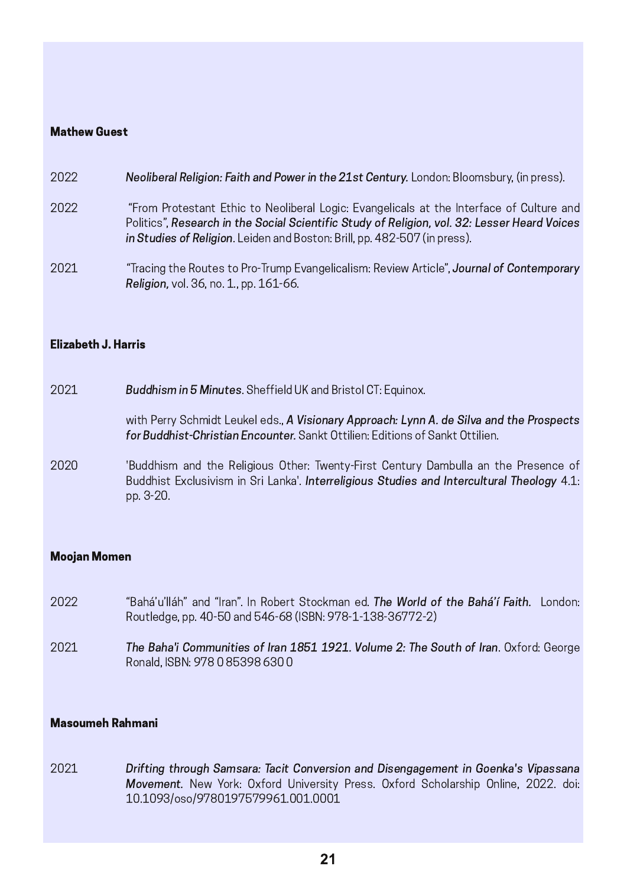**Mathew Guest**

2022 *Neoliberal Religion: Faith and Power in the 21st Century.* London: Bloomsbury, (in press).

2022 "From Protestant Ethic to Neoliberal Logic: Evangelicals at the Interface of Culture and Politics", ***Research in the Social Scientific Study of Religion, vol. 32: Lesser Heard Voices in Studies of Religion***. Leiden and Boston: Brill, pp. 482-507 (in press).

2021 "Tracing the Routes to Pro-Trump Evangelicalism: Review Article", ***Journal of Contemporary Religion,*** vol. 36, no. 1., pp. 161-66.

**Elizabeth J. Harris**

2021 ***Buddhism in 5 Minutes***. Sheffield UK and Bristol CT: Equinox.

with Perry Schmidt Leukel eds., ***A Visionary Approach: Lynn A. de Silva and the Prospects for Buddhist-Christian Encounter.*** Sankt Ottilien: Editions of Sankt Ottilien.

2020 'Buddhism and the Religious Other: Twenty-First Century Dambulla an the Presence of Buddhist Exclusivism in Sri Lanka'. ***Interreligious Studies and Intercultural Theology*** 4.1: pp. 3-20.

**Moojan Momen**

2022 "Bahá'u'lláh" and "Iran". In Robert Stockman ed. ***The World of the Bahá'í Faith.*** London: Routledge, pp. 40-50 and 546-68 (ISBN: 978-1-138-36772-2)

2021 ***The Baha'i Communities of Iran 1851 1921. Volume 2: The South of Iran***. Oxford: George Ronald, ISBN: 978 0 85398 630 0

**Masoumeh Rahmani**

2021 ***Drifting through Samsara: Tacit Conversion and Disengagement in Goenka's Vipassana Movement.*** New York: Oxford University Press. Oxford Scholarship Online, 2022. doi: 10.1093/oso/9780197579961.001.0001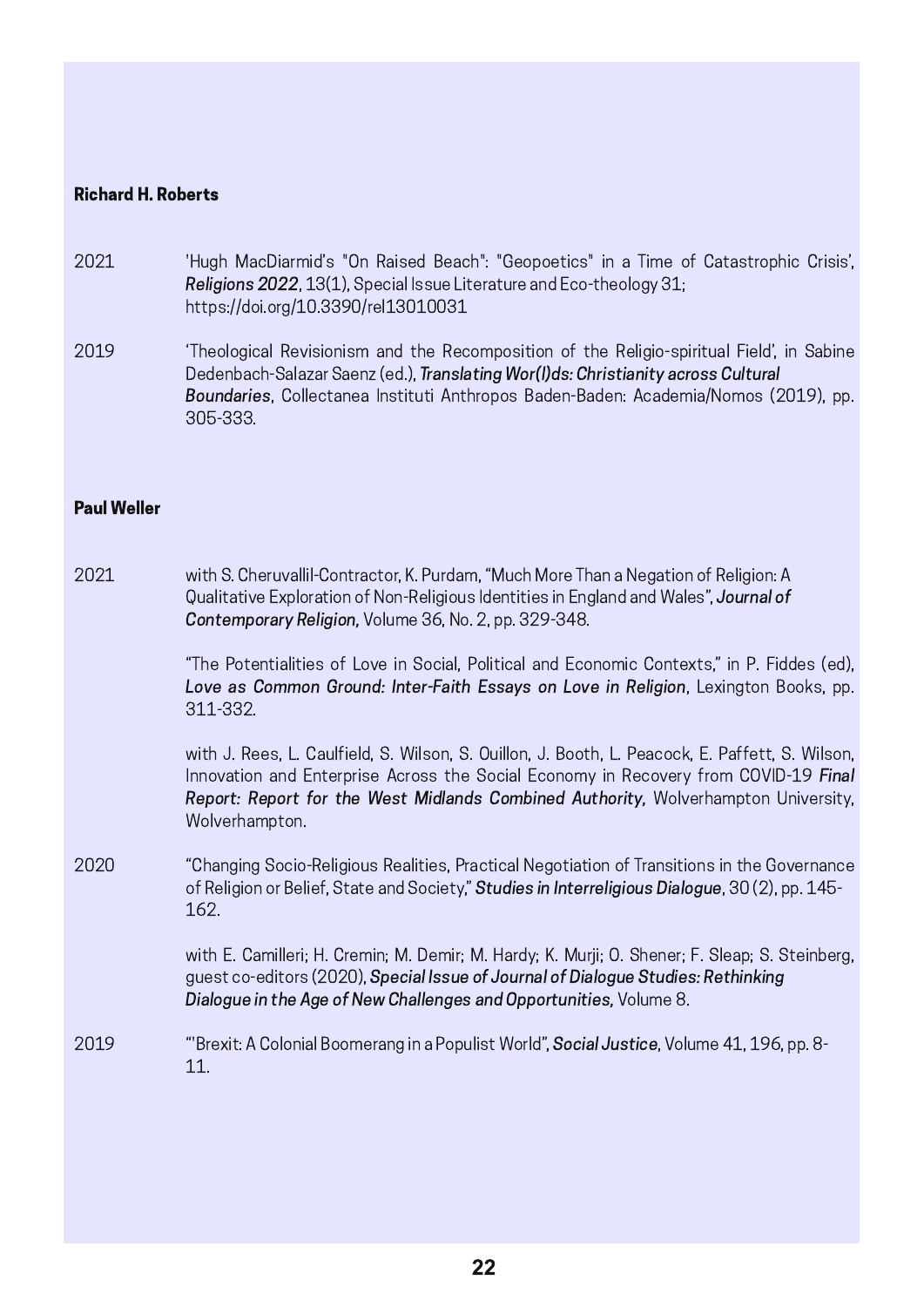**Richard H. Roberts**

2021 'Hugh MacDiarmid's "On Raised Beach": "Geopoetics" in a Time of Catastrophic Crisis', ***Religions 2022***, 13(1), Special Issue Literature and Eco-theology 31; https://doi.org/10.3390/rel13010031

2019 'Theological Revisionism and the Recomposition of the Religio-spiritual Field', in Sabine Dedenbach-Salazar Saenz (ed.), ***Translating Wor(l)ds: Christianity across Cultural Boundaries***, Collectanea Instituti Anthropos Baden-Baden: Academia/Nomos (2019), pp. 305-333.

**Paul Weller**

2021 with S. Cheruvallil-Contractor, K. Purdam, "Much More Than a Negation of Religion: A Qualitative Exploration of Non-Religious Identities in England and Wales", ***Journal of Contemporary Religion,*** Volume 36, No. 2, pp. 329-348.

"The Potentialities of Love in Social, Political and Economic Contexts," in P. Fiddes (ed), ***Love as Common Ground: Inter-Faith Essays on Love in Religion***, Lexington Books, pp. 311-332.

with J. Rees, L. Caulfield, S. Wilson, S. Ouillon, J. Booth, L. Peacock, E. Paffett, S. Wilson, Innovation and Enterprise Across the Social Economy in Recovery from COVID-19 ***Final Report: Report for the West Midlands Combined Authority,*** Wolverhampton University, Wolverhampton.

2020 "Changing Socio-Religious Realities, Practical Negotiation of Transitions in the Governance of Religion or Belief, State and Society," ***Studies in Interreligious Dialogue***, 30 (2), pp. 145-162.

with E. Camilleri; H. Cremin; M. Demir; M. Hardy; K. Murji; O. Shener; F. Sleap; S. Steinberg, guest co-editors (2020), ***Special Issue of Journal of Dialogue Studies: Rethinking Dialogue in the Age of New Challenges and Opportunities,*** Volume 8.

2019 "'Brexit: A Colonial Boomerang in a Populist World", ***Social Justice***, Volume 41, 196, pp. 8-11.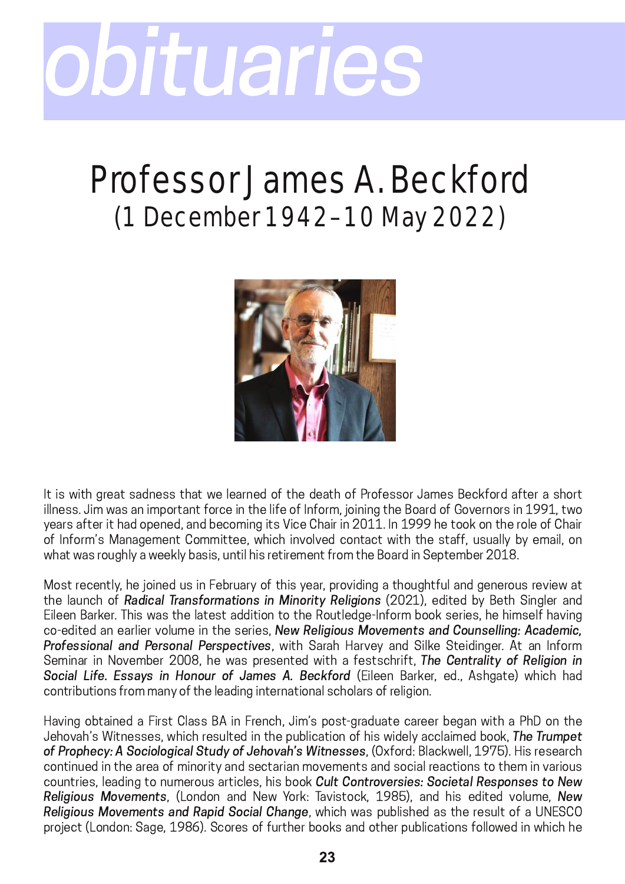# obituaries

## Professor James A. Beckford
## (1 December 1942–10 May 2022)

It is with great sadness that we learned of the death of Professor James Beckford after a short illness. Jim was an important force in the life of Inform, joining the Board of Governors in 1991, two years after it had opened, and becoming its Vice Chair in 2011. In 1999 he took on the role of Chair of Inform's Management Committee, which involved contact with the staff, usually by email, on what was roughly a weekly basis, until his retirement from the Board in September 2018.

Most recently, he joined us in February of this year, providing a thoughtful and generous review at the launch of ***Radical Transformations in Minority Religions*** (2021), edited by Beth Singler and Eileen Barker. This was the latest addition to the Routledge-Inform book series, he himself having co-edited an earlier volume in the series, ***New Religious Movements and Counselling: Academic, Professional and Personal Perspectives***, with Sarah Harvey and Silke Steidinger. At an Inform Seminar in November 2008, he was presented with a festschrift, ***The Centrality of Religion in Social Life. Essays in Honour of James A. Beckford*** (Eileen Barker, ed., Ashgate) which had contributions from many of the leading international scholars of religion.

Having obtained a First Class BA in French, Jim's post-graduate career began with a PhD on the Jehovah's Witnesses, which resulted in the publication of his widely acclaimed book, ***The Trumpet of Prophecy: A Sociological Study of Jehovah's Witnesses***, (Oxford: Blackwell, 1975). His research continued in the area of minority and sectarian movements and social reactions to them in various countries, leading to numerous articles, his book ***Cult Controversies: Societal Responses to New Religious Movements***, (London and New York: Tavistock, 1985), and his edited volume, ***New Religious Movements and Rapid Social Change***, which was published as the result of a UNESCO project (London: Sage, 1986). Scores of further books and other publications followed in which he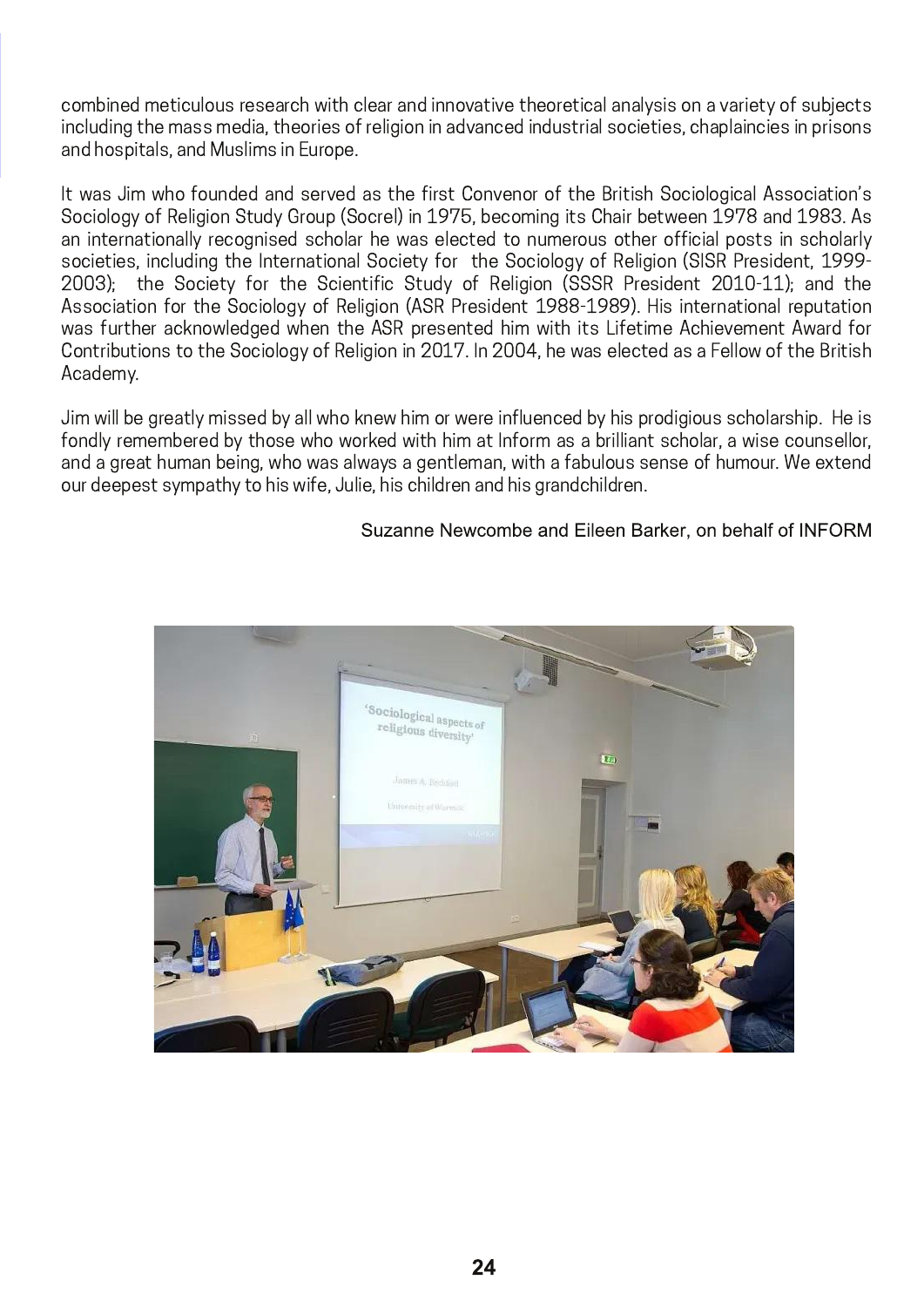combined meticulous research with clear and innovative theoretical analysis on a variety of subjects including the mass media, theories of religion in advanced industrial societies, chaplaincies in prisons and hospitals, and Muslims in Europe.

It was Jim who founded and served as the first Convenor of the British Sociological Association's Sociology of Religion Study Group (Socrel) in 1975, becoming its Chair between 1978 and 1983. As an internationally recognised scholar he was elected to numerous other official posts in scholarly societies, including the International Society for the Sociology of Religion (SISR President, 1999-2003); the Society for the Scientific Study of Religion (SSSR President 2010-11); and the Association for the Sociology of Religion (ASR President 1988-1989). His international reputation was further acknowledged when the ASR presented him with its Lifetime Achievement Award for Contributions to the Sociology of Religion in 2017. In 2004, he was elected as a Fellow of the British Academy.

Jim will be greatly missed by all who knew him or were influenced by his prodigious scholarship. He is fondly remembered by those who worked with him at Inform as a brilliant scholar, a wise counsellor, and a great human being, who was always a gentleman, with a fabulous sense of humour. We extend our deepest sympathy to his wife, Julie, his children and his grandchildren.

Suzanne Newcombe and Eileen Barker, on behalf of INFORM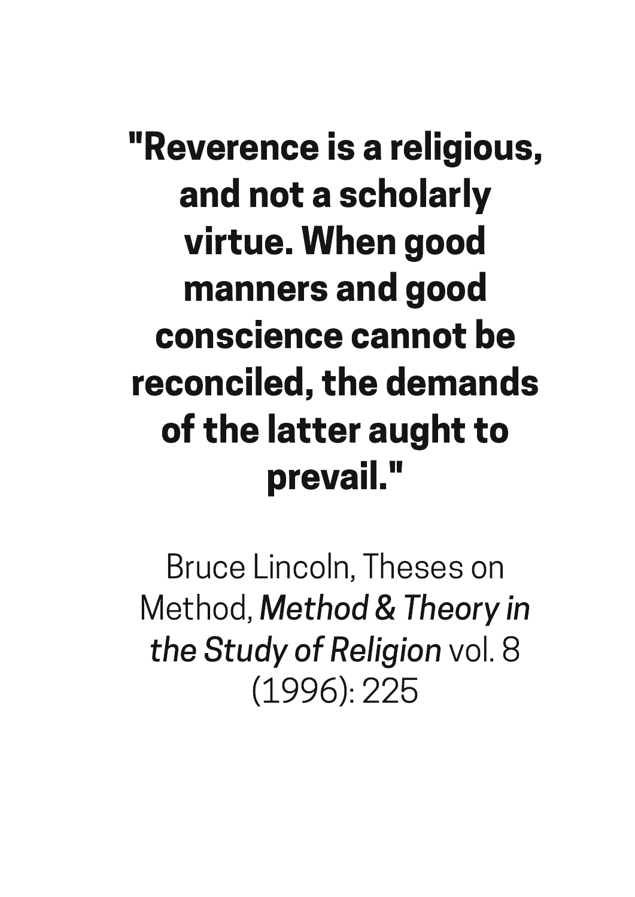**"Reverence is a religious, and not a scholarly virtue. When good manners and good conscience cannot be reconciled, the demands of the latter aught to prevail."**

Bruce Lincoln, Theses on Method, *Method & Theory in the Study of Religion* vol. 8 (1996): 225